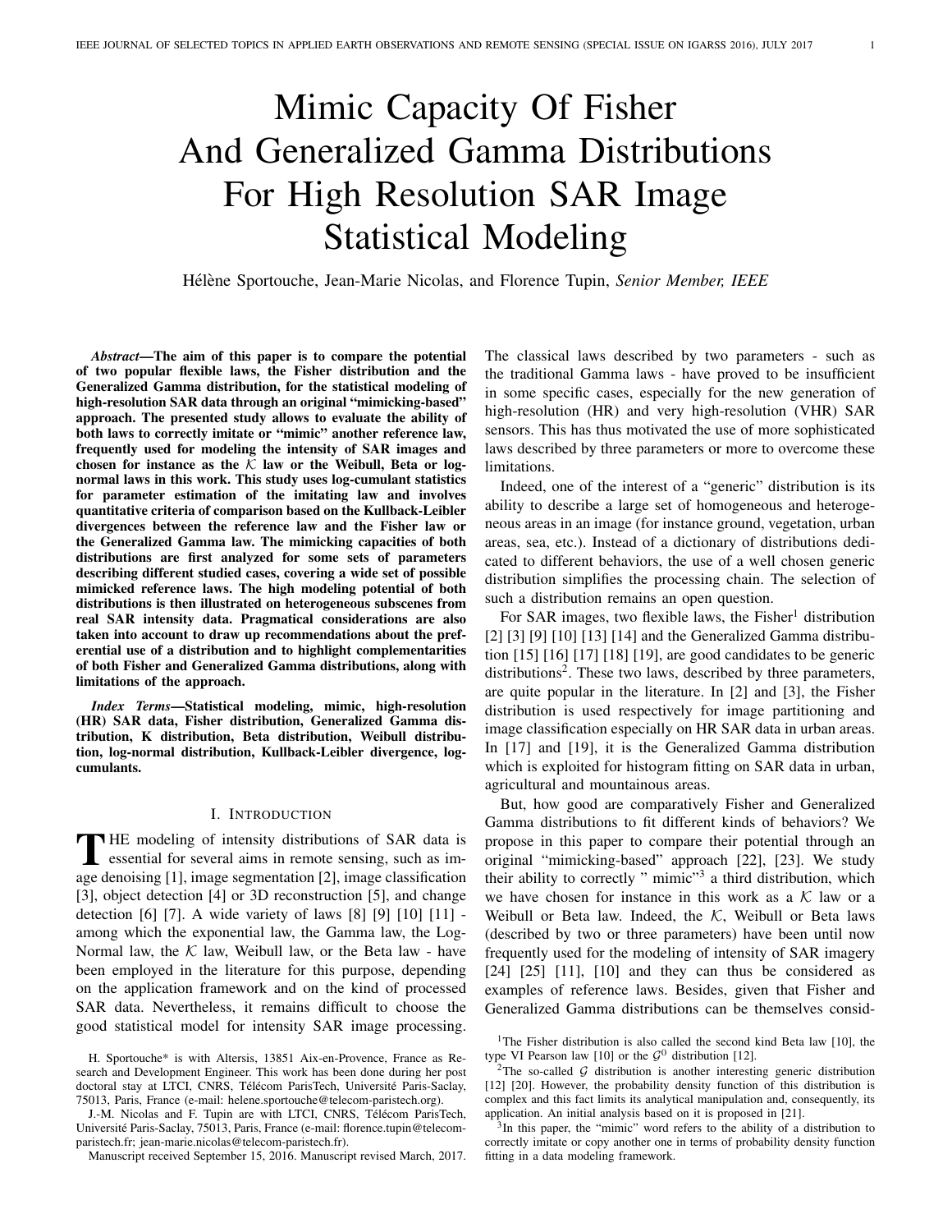# Mimic Capacity Of Fisher And Generalized Gamma Distributions For High Resolution SAR Image Statistical Modeling

Hélène Sportouche, Jean-Marie Nicolas, and Florence Tupin, *Senior Member, IEEE*

***Abstract*—The aim of this paper is to compare the potential of two popular flexible laws, the Fisher distribution and the Generalized Gamma distribution, for the statistical modeling of high-resolution SAR data through an original "mimicking-based" approach. The presented study allows to evaluate the ability of both laws to correctly imitate or "mimic" another reference law, frequently used for modeling the intensity of SAR images and chosen for instance as the $\mathcal{K}$ law or the Weibull, Beta or log-normal laws in this work. This study uses log-cumulant statistics for parameter estimation of the imitating law and involves quantitative criteria of comparison based on the Kullback-Leibler divergences between the reference law and the Fisher law or the Generalized Gamma law. The mimicking capacities of both distributions are first analyzed for some sets of parameters describing different studied cases, covering a wide set of possible mimicked reference laws. The high modeling potential of both distributions is then illustrated on heterogeneous subscenes from real SAR intensity data. Pragmatical considerations are also taken into account to draw up recommendations about the preferential use of a distribution and to highlight complementarities of both Fisher and Generalized Gamma distributions, along with limitations of the approach.**

***Index Terms*—Statistical modeling, mimic, high-resolution (HR) SAR data, Fisher distribution, Generalized Gamma distribution, K distribution, Beta distribution, Weibull distribution, log-normal distribution, Kullback-Leibler divergence, log-cumulants.**

## I. Introduction

The modeling of intensity distributions of SAR data is essential for several aims in remote sensing, such as image denoising [1], image segmentation [2], image classification [3], object detection [4] or 3D reconstruction [5], and change detection [6] [7]. A wide variety of laws [8] [9] [10] [11] - among which the exponential law, the Gamma law, the Log-Normal law, the $\mathcal{K}$ law, Weibull law, or the Beta law - have been employed in the literature for this purpose, depending on the application framework and on the kind of processed SAR data. Nevertheless, it remains difficult to choose the good statistical model for intensity SAR image processing. The classical laws described by two parameters - such as the traditional Gamma laws - have proved to be insufficient in some specific cases, especially for the new generation of high-resolution (HR) and very high-resolution (VHR) SAR sensors. This has thus motivated the use of more sophisticated laws described by three parameters or more to overcome these limitations.

Indeed, one of the interest of a "generic" distribution is its ability to describe a large set of homogeneous and heterogeneous areas in an image (for instance ground, vegetation, urban areas, sea, etc.). Instead of a dictionary of distributions dedicated to different behaviors, the use of a well chosen generic distribution simplifies the processing chain. The selection of such a distribution remains an open question.

For SAR images, two flexible laws, the Fisher[1] distribution [2] [3] [9] [10] [13] [14] and the Generalized Gamma distribution [15] [16] [17] [18] [19], are good candidates to be generic distributions[2]. These two laws, described by three parameters, are quite popular in the literature. In [2] and [3], the Fisher distribution is used respectively for image partitioning and image classification especially on HR SAR data in urban areas. In [17] and [19], it is the Generalized Gamma distribution which is exploited for histogram fitting on SAR data in urban, agricultural and mountainous areas.

But, how good are comparatively Fisher and Generalized Gamma distributions to fit different kinds of behaviors? We propose in this paper to compare their potential through an original "mimicking-based" approach [22], [23]. We study their ability to correctly " mimic"[3] a third distribution, which we have chosen for instance in this work as a $\mathcal{K}$ law or a Weibull or Beta law. Indeed, the $\mathcal{K}$, Weibull or Beta laws (described by two or three parameters) have been until now frequently used for the modeling of intensity of SAR imagery [24] [25] [11], [10] and they can thus be considered as examples of reference laws. Besides, given that Fisher and Generalized Gamma distributions can be themselves consid-

H. Sportouche* is with Altersis, 13851 Aix-en-Provence, France as Research and Development Engineer. This work has been done during her post doctoral stay at LTCI, CNRS, Télécom ParisTech, Université Paris-Saclay, 75013, Paris, France (e-mail: helene.sportouche@telecom-paristech.org).

J.-M. Nicolas and F. Tupin are with LTCI, CNRS, Télécom ParisTech, Université Paris-Saclay, 75013, Paris, France (e-mail: florence.tupin@telecom-paristech.fr; jean-marie.nicolas@telecom-paristech.fr).

Manuscript received September 15, 2016. Manuscript revised March, 2017.

[1] The Fisher distribution is also called the second kind Beta law [10], the type VI Pearson law [10] or the $\mathcal{G}^0$ distribution [12].

[2] The so-called $\mathcal{G}$ distribution is another interesting generic distribution [12] [20]. However, the probability density function of this distribution is complex and this fact limits its analytical manipulation and, consequently, its application. An initial analysis based on it is proposed in [21].

[3] In this paper, the "mimic" word refers to the ability of a distribution to correctly imitate or copy another one in terms of probability density function fitting in a data modeling framework.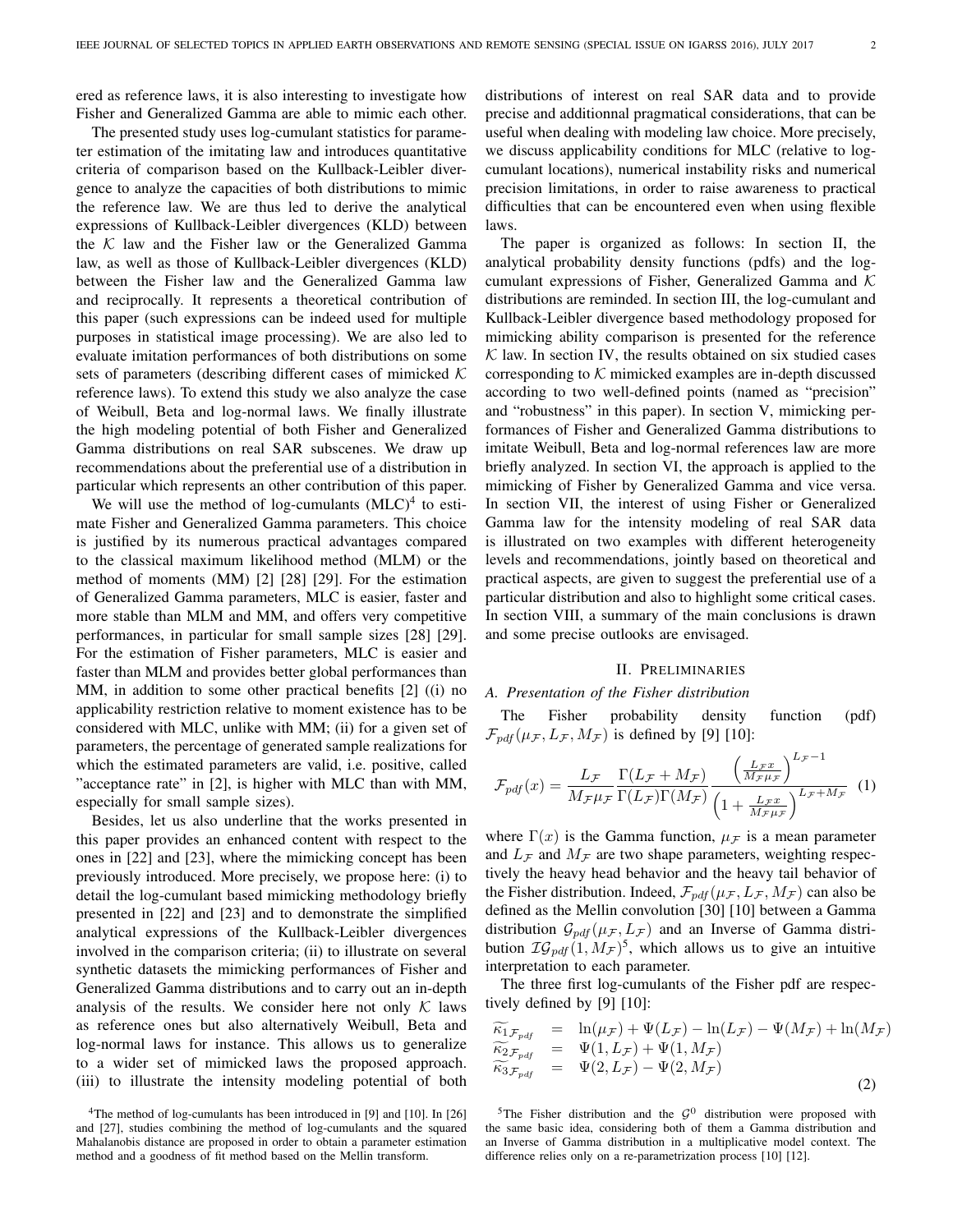ered as reference laws, it is also interesting to investigate how Fisher and Generalized Gamma are able to mimic each other.

The presented study uses log-cumulant statistics for parameter estimation of the imitating law and introduces quantitative criteria of comparison based on the Kullback-Leibler divergence to analyze the capacities of both distributions to mimic the reference law. We are thus led to derive the analytical expressions of Kullback-Leibler divergences (KLD) between the $\mathcal{K}$ law and the Fisher law or the Generalized Gamma law, as well as those of Kullback-Leibler divergences (KLD) between the Fisher law and the Generalized Gamma law and reciprocally. It represents a theoretical contribution of this paper (such expressions can be indeed used for multiple purposes in statistical image processing). We are also led to evaluate imitation performances of both distributions on some sets of parameters (describing different cases of mimicked $\mathcal{K}$ reference laws). To extend this study we also analyze the case of Weibull, Beta and log-normal laws. We finally illustrate the high modeling potential of both Fisher and Generalized Gamma distributions on real SAR subscenes. We draw up recommendations about the preferential use of a distribution in particular which represents an other contribution of this paper.

We will use the method of log-cumulants (MLC)[4] to estimate Fisher and Generalized Gamma parameters. This choice is justified by its numerous practical advantages compared to the classical maximum likelihood method (MLM) or the method of moments (MM) [2] [28] [29]. For the estimation of Generalized Gamma parameters, MLC is easier, faster and more stable than MLM and MM, and offers very competitive performances, in particular for small sample sizes [28] [29]. For the estimation of Fisher parameters, MLC is easier and faster than MLM and provides better global performances than MM, in addition to some other practical benefits [2] ((i) no applicability restriction relative to moment existence has to be considered with MLC, unlike with MM; (ii) for a given set of parameters, the percentage of generated sample realizations for which the estimated parameters are valid, i.e. positive, called "acceptance rate" in [2], is higher with MLC than with MM, especially for small sample sizes).

Besides, let us also underline that the works presented in this paper provides an enhanced content with respect to the ones in [22] and [23], where the mimicking concept has been previously introduced. More precisely, we propose here: (i) to detail the log-cumulant based mimicking methodology briefly presented in [22] and [23] and to demonstrate the simplified analytical expressions of the Kullback-Leibler divergences involved in the comparison criteria; (ii) to illustrate on several synthetic datasets the mimicking performances of Fisher and Generalized Gamma distributions and to carry out an in-depth analysis of the results. We consider here not only $\mathcal{K}$ laws as reference ones but also alternatively Weibull, Beta and log-normal laws for instance. This allows us to generalize to a wider set of mimicked laws the proposed approach. (iii) to illustrate the intensity modeling potential of both distributions of interest on real SAR data and to provide precise and additionnal pragmatical considerations, that can be useful when dealing with modeling law choice. More precisely, we discuss applicability conditions for MLC (relative to log-cumulant locations), numerical instability risks and numerical precision limitations, in order to raise awareness to practical difficulties that can be encountered even when using flexible laws.

The paper is organized as follows: In section II, the analytical probability density functions (pdfs) and the log-cumulant expressions of Fisher, Generalized Gamma and $\mathcal{K}$ distributions are reminded. In section III, the log-cumulant and Kullback-Leibler divergence based methodology proposed for mimicking ability comparison is presented for the reference $\mathcal{K}$ law. In section IV, the results obtained on six studied cases corresponding to $\mathcal{K}$ mimicked examples are in-depth discussed according to two well-defined points (named as "precision" and "robustness" in this paper). In section V, mimicking performances of Fisher and Generalized Gamma distributions to imitate Weibull, Beta and log-normal references law are more briefly analyzed. In section VI, the approach is applied to the mimicking of Fisher by Generalized Gamma and vice versa. In section VII, the interest of using Fisher or Generalized Gamma law for the intensity modeling of real SAR data is illustrated on two examples with different heterogeneity levels and recommendations, jointly based on theoretical and practical aspects, are given to suggest the preferential use of a particular distribution and also to highlight some critical cases. In section VIII, a summary of the main conclusions is drawn and some precise outlooks are envisaged.

## II. Preliminaries

### A. Presentation of the Fisher distribution

The Fisher probability density function (pdf) $\mathcal{F}_{pdf}(\mu_{\mathcal{F}}, L_{\mathcal{F}}, M_{\mathcal{F}})$ is defined by [9] [10]:

$$\mathcal{F}_{pdf}(x) = \frac{L_{\mathcal{F}}}{M_{\mathcal{F}}\mu_{\mathcal{F}}} \frac{\Gamma(L_{\mathcal{F}}+M_{\mathcal{F}})}{\Gamma(L_{\mathcal{F}})\Gamma(M_{\mathcal{F}})} \frac{\left(\frac{L_{\mathcal{F}}x}{M_{\mathcal{F}}\mu_{\mathcal{F}}}\right)^{L_{\mathcal{F}}-1}}{\left(1+\frac{L_{\mathcal{F}}x}{M_{\mathcal{F}}\mu_{\mathcal{F}}}\right)^{L_{\mathcal{F}}+M_{\mathcal{F}}}} \quad (1)$$

where $\Gamma(x)$ is the Gamma function, $\mu_{\mathcal{F}}$ is a mean parameter and $L_{\mathcal{F}}$ and $M_{\mathcal{F}}$ are two shape parameters, weighting respectively the heavy head behavior and the heavy tail behavior of the Fisher distribution. Indeed, $\mathcal{F}_{pdf}(\mu_{\mathcal{F}}, L_{\mathcal{F}}, M_{\mathcal{F}})$ can also be defined as the Mellin convolution [30] [10] between a Gamma distribution $\mathcal{G}_{pdf}(\mu_{\mathcal{F}}, L_{\mathcal{F}})$ and an Inverse of Gamma distribution $\mathcal{IG}_{pdf}(1, M_{\mathcal{F}})$[5], which allows us to give an intuitive interpretation to each parameter.

The three first log-cumulants of the Fisher pdf are respectively defined by [9] [10]:

$$\begin{aligned}
\widetilde{\kappa_1}_{\mathcal{F}_{pdf}} &= \ln(\mu_{\mathcal{F}}) + \Psi(L_{\mathcal{F}}) - \ln(L_{\mathcal{F}}) - \Psi(M_{\mathcal{F}}) + \ln(M_{\mathcal{F}}) \\
\widetilde{\kappa_2}_{\mathcal{F}_{pdf}} &= \Psi(1, L_{\mathcal{F}}) + \Psi(1, M_{\mathcal{F}}) \\
\widetilde{\kappa_3}_{\mathcal{F}_{pdf}} &= \Psi(2, L_{\mathcal{F}}) - \Psi(2, M_{\mathcal{F}})
\end{aligned} \quad (2)$$

[4] The method of log-cumulants has been introduced in [9] and [10]. In [26] and [27], studies combining the method of log-cumulants and the squared Mahalanobis distance are proposed in order to obtain a parameter estimation method and a goodness of fit method based on the Mellin transform.

[5] The Fisher distribution and the $\mathcal{G}^0$ distribution were proposed with the same basic idea, considering both of them a Gamma distribution and an Inverse of Gamma distribution in a multiplicative model context. The difference relies only on a re-parametrization process [10] [12].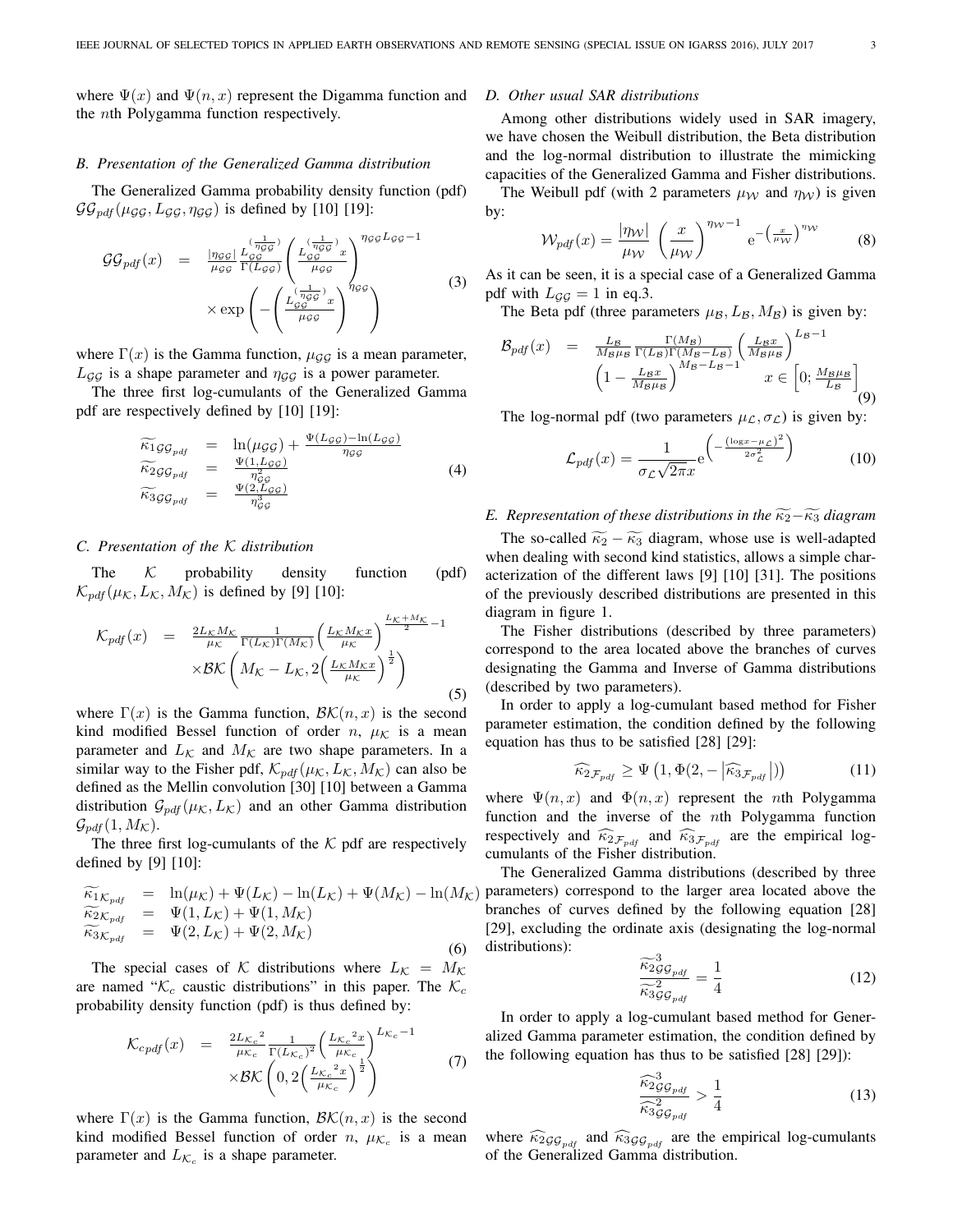where $\Psi(x)$ and $\Psi(n, x)$ represent the Digamma function and the $n$th Polygamma function respectively.

### B. Presentation of the Generalized Gamma distribution

The Generalized Gamma probability density function (pdf) $\mathcal{GG}_{pdf}(\mu_{\mathcal{GG}}, L_{\mathcal{GG}}, \eta_{\mathcal{GG}})$ is defined by [10] [19]:

$$\begin{aligned} \mathcal{GG}_{pdf}(x) &= \frac{|\eta_{\mathcal{GG}}|}{\mu_{\mathcal{GG}}} \frac{L_{\mathcal{GG}}^{(\frac{1}{\eta_{\mathcal{GG}}})}}{\Gamma(L_{\mathcal{GG}})} \left( \frac{L_{\mathcal{GG}}^{(\frac{1}{\eta_{\mathcal{GG}}})} x}{\mu_{\mathcal{GG}}} \right)^{\eta_{\mathcal{GG}} L_{\mathcal{GG}} - 1} \\ & \times \exp\left( - \left( \frac{L_{\mathcal{GG}}^{(\frac{1}{\eta_{\mathcal{GG}}})} x}{\mu_{\mathcal{GG}}} \right)^{\eta_{\mathcal{GG}}} \right) \end{aligned} \tag{3}$$

where $\Gamma(x)$ is the Gamma function, $\mu_{\mathcal{GG}}$ is a mean parameter, $L_{\mathcal{GG}}$ is a shape parameter and $\eta_{\mathcal{GG}}$ is a power parameter.

The three first log-cumulants of the Generalized Gamma pdf are respectively defined by [10] [19]:

$$\begin{aligned} \widetilde{\kappa_1}_{\mathcal{GG}_{pdf}} &= \ln(\mu_{\mathcal{GG}}) + \frac{\Psi(L_{\mathcal{GG}}) - \ln(L_{\mathcal{GG}})}{\eta_{\mathcal{GG}}} \\ \widetilde{\kappa_2}_{\mathcal{GG}_{pdf}} &= \frac{\Psi(1, L_{\mathcal{GG}})}{\eta_{\mathcal{GG}}^2} \\ \widetilde{\kappa_3}_{\mathcal{GG}_{pdf}} &= \frac{\Psi(2, L_{\mathcal{GG}})}{\eta_{\mathcal{GG}}^3} \end{aligned} \tag{4}$$

### C. Presentation of the $\mathcal{K}$ distribution

The $\mathcal{K}$ probability density function (pdf) $\mathcal{K}_{pdf}(\mu_{\mathcal{K}}, L_{\mathcal{K}}, M_{\mathcal{K}})$ is defined by [9] [10]:

$$\begin{aligned} \mathcal{K}_{pdf}(x) &= \frac{2 L_{\mathcal{K}} M_{\mathcal{K}}}{\mu_{\mathcal{K}}} \frac{1}{\Gamma(L_{\mathcal{K}})\Gamma(M_{\mathcal{K}})} \left( \frac{L_{\mathcal{K}} M_{\mathcal{K}} x}{\mu_{\mathcal{K}}} \right)^{\frac{L_{\mathcal{K}} + M_{\mathcal{K}}}{2} - 1} \\ & \times \mathcal{BK}\left( M_{\mathcal{K}} - L_{\mathcal{K}}, 2 \left( \frac{L_{\mathcal{K}} M_{\mathcal{K}} x}{\mu_{\mathcal{K}}} \right)^{\frac{1}{2}} \right) \end{aligned} \tag{5}$$

where $\Gamma(x)$ is the Gamma function, $\mathcal{BK}(n, x)$ is the second kind modified Bessel function of order $n$, $\mu_{\mathcal{K}}$ is a mean parameter and $L_{\mathcal{K}}$ and $M_{\mathcal{K}}$ are two shape parameters. In a similar way to the Fisher pdf, $\mathcal{K}_{pdf}(\mu_{\mathcal{K}}, L_{\mathcal{K}}, M_{\mathcal{K}})$ can also be defined as the Mellin convolution [30] [10] between a Gamma distribution $\mathcal{G}_{pdf}(\mu_{\mathcal{K}}, L_{\mathcal{K}})$ and an other Gamma distribution $\mathcal{G}_{pdf}(1, M_{\mathcal{K}})$.

The three first log-cumulants of the $\mathcal{K}$ pdf are respectively defined by [9] [10]:

$$\begin{aligned} \widetilde{\kappa_1}_{\mathcal{K}_{pdf}} &= \ln(\mu_{\mathcal{K}}) + \Psi(L_{\mathcal{K}}) - \ln(L_{\mathcal{K}}) + \Psi(M_{\mathcal{K}}) - \ln(M_{\mathcal{K}}) \\ \widetilde{\kappa_2}_{\mathcal{K}_{pdf}} &= \Psi(1, L_{\mathcal{K}}) + \Psi(1, M_{\mathcal{K}}) \\ \widetilde{\kappa_3}_{\mathcal{K}_{pdf}} &= \Psi(2, L_{\mathcal{K}}) + \Psi(2, M_{\mathcal{K}}) \end{aligned} \tag{6}$$

The special cases of $\mathcal{K}$ distributions where $L_{\mathcal{K}} = M_{\mathcal{K}}$ are named "$\mathcal{K}_c$ caustic distributions" in this paper. The $\mathcal{K}_c$ probability density function (pdf) is thus defined by:

$$\begin{aligned} \mathcal{K}_{c\,pdf}(x) &= \frac{2 {L_{\mathcal{K}_c}}^2}{\mu_{\mathcal{K}_c}} \frac{1}{\Gamma(L_{\mathcal{K}_c})^2} \left( \frac{{L_{\mathcal{K}_c}}^2 x}{\mu_{\mathcal{K}_c}} \right)^{L_{\mathcal{K}_c} - 1} \\ & \times \mathcal{BK}\left( 0, 2 \left( \frac{{L_{\mathcal{K}_c}}^2 x}{\mu_{\mathcal{K}_c}} \right)^{\frac{1}{2}} \right) \end{aligned} \tag{7}$$

where $\Gamma(x)$ is the Gamma function, $\mathcal{BK}(n, x)$ is the second kind modified Bessel function of order $n$, $\mu_{\mathcal{K}_c}$ is a mean parameter and $L_{\mathcal{K}_c}$ is a shape parameter.

### D. Other usual SAR distributions

Among other distributions widely used in SAR imagery, we have chosen the Weibull distribution, the Beta distribution and the log-normal distribution to illustrate the mimicking capacities of the Generalized Gamma and Fisher distributions.

The Weibull pdf (with 2 parameters $\mu_{\mathcal{W}}$ and $\eta_{\mathcal{W}}$) is given by:

$$\mathcal{W}_{pdf}(x) = \frac{|\eta_{\mathcal{W}}|}{\mu_{\mathcal{W}}} \left( \frac{x}{\mu_{\mathcal{W}}} \right)^{\eta_{\mathcal{W}} - 1} \mathrm{e}^{-\left( \frac{x}{\mu_{\mathcal{W}}} \right)^{\eta_{\mathcal{W}}}} \tag{8}$$

As it can be seen, it is a special case of a Generalized Gamma pdf with $L_{\mathcal{GG}} = 1$ in eq.3.

The Beta pdf (three parameters $\mu_{\mathcal{B}}, L_{\mathcal{B}}, M_{\mathcal{B}}$) is given by:

$$\begin{aligned} \mathcal{B}_{pdf}(x) &= \frac{L_{\mathcal{B}}}{M_{\mathcal{B}} \mu_{\mathcal{B}}} \frac{\Gamma(M_{\mathcal{B}})}{\Gamma(L_{\mathcal{B}})\Gamma(M_{\mathcal{B}} - L_{\mathcal{B}})} \left( \frac{L_{\mathcal{B}} x}{M_{\mathcal{B}} \mu_{\mathcal{B}}} \right)^{L_{\mathcal{B}} - 1} \\ & \left( 1 - \frac{L_{\mathcal{B}} x}{M_{\mathcal{B}} \mu_{\mathcal{B}}} \right)^{M_{\mathcal{B}} - L_{\mathcal{B}} - 1} \qquad x \in \left[ 0; \frac{M_{\mathcal{B}} \mu_{\mathcal{B}}}{L_{\mathcal{B}}} \right] \end{aligned} \tag{9}$$

The log-normal pdf (two parameters $\mu_{\mathcal{L}}, \sigma_{\mathcal{L}}$) is given by:

$$\mathcal{L}_{pdf}(x) = \frac{1}{\sigma_{\mathcal{L}} \sqrt{2\pi} x} \mathrm{e}^{\left( -\frac{(\log x - \mu_{\mathcal{L}})^2}{2\sigma_{\mathcal{L}}^2} \right)} \tag{10}$$

### E. Representation of these distributions in the $\widetilde{\kappa_2}$–$\widetilde{\kappa_3}$ diagram

The so-called $\widetilde{\kappa_2} - \widetilde{\kappa_3}$ diagram, whose use is well-adapted when dealing with second kind statistics, allows a simple characterization of the different laws [9] [10] [31]. The positions of the previously described distributions are presented in this diagram in figure 1.

The Fisher distributions (described by three parameters) correspond to the area located above the branches of curves designating the Gamma and Inverse of Gamma distributions (described by two parameters).

In order to apply a log-cumulant based method for Fisher parameter estimation, the condition defined by the following equation has thus to be satisfied [28] [29]:

$$\widehat{\kappa_2}_{\mathcal{F}_{pdf}} \geq \Psi\left( 1, \Phi(2, -\left| \widehat{\kappa_3}_{\mathcal{F}_{pdf}} \right|) \right) \tag{11}$$

where $\Psi(n, x)$ and $\Phi(n, x)$ represent the $n$th Polygamma function and the inverse of the $n$th Polygamma function respectively and $\widehat{\kappa_2}_{\mathcal{F}_{pdf}}$ and $\widehat{\kappa_3}_{\mathcal{F}_{pdf}}$ are the empirical log-cumulants of the Fisher distribution.

The Generalized Gamma distributions (described by three parameters) correspond to the larger area located above the branches of curves defined by the following equation [28] [29], excluding the ordinate axis (designating the log-normal distributions):

$$\frac{\widetilde{\kappa_2}^3_{\mathcal{GG}_{pdf}}}{\widetilde{\kappa_3}^2_{\mathcal{GG}_{pdf}}} = \frac{1}{4} \tag{12}$$

In order to apply a log-cumulant based method for Generalized Gamma parameter estimation, the condition defined by the following equation has thus to be satisfied [28] [29]):

$$\frac{\widehat{\kappa_2}^3_{\mathcal{GG}_{pdf}}}{\widehat{\kappa_3}^2_{\mathcal{GG}_{pdf}}} > \frac{1}{4} \tag{13}$$

where $\widehat{\kappa_2}_{\mathcal{GG}_{pdf}}$ and $\widehat{\kappa_3}_{\mathcal{GG}_{pdf}}$ are the empirical log-cumulants of the Generalized Gamma distribution.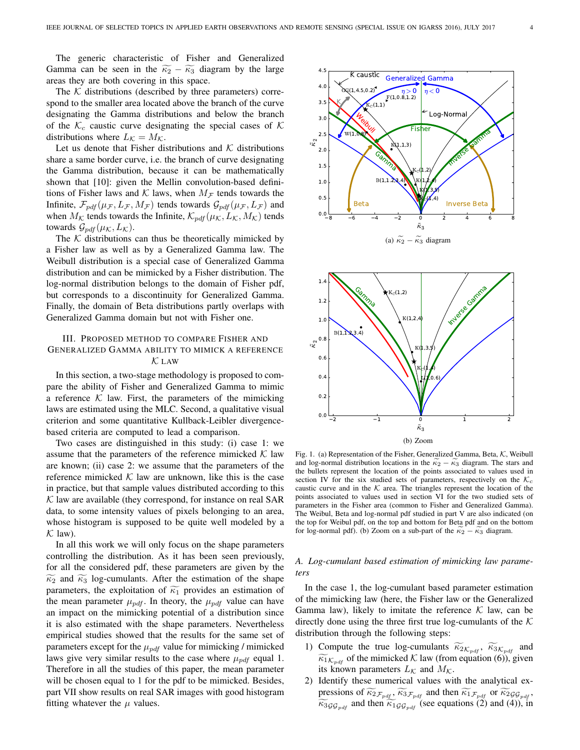The generic characteristic of Fisher and Generalized Gamma can be seen in the $\widetilde{\kappa_2} - \widetilde{\kappa_3}$ diagram by the large areas they are both covering in this space.

The $\mathcal{K}$ distributions (described by three parameters) correspond to the smaller area located above the branch of the curve designating the Gamma distributions and below the branch of the $\mathcal{K}_c$ caustic curve designating the special cases of $\mathcal{K}$ distributions where $L_{\mathcal{K}} = M_{\mathcal{K}}$.

Let us denote that Fisher distributions and $\mathcal{K}$ distributions share a same border curve, i.e. the branch of curve designating the Gamma distribution, because it can be mathematically shown that [10]: given the Mellin convolution-based definitions of Fisher laws and $\mathcal{K}$ laws, when $M_{\mathcal{F}}$ tends towards the Infinite, $\mathcal{F}_{pdf}(\mu_{\mathcal{F}}, L_{\mathcal{F}}, M_{\mathcal{F}})$ tends towards $\mathcal{G}_{pdf}(\mu_{\mathcal{F}}, L_{\mathcal{F}})$ and when $M_{\mathcal{K}}$ tends towards the Infinite, $\mathcal{K}_{pdf}(\mu_{\mathcal{K}}, L_{\mathcal{K}}, M_{\mathcal{K}})$ tends towards $\mathcal{G}_{pdf}(\mu_{\mathcal{K}}, L_{\mathcal{K}})$.

The $\mathcal{K}$ distributions can thus be theoretically mimicked by a Fisher law as well as by a Generalized Gamma law. The Weibull distribution is a special case of Generalized Gamma distribution and can be mimicked by a Fisher distribution. The log-normal distribution belongs to the domain of Fisher pdf, but corresponds to a discontinuity for Generalized Gamma. Finally, the domain of Beta distributions partly overlaps with Generalized Gamma domain but not with Fisher one.

## III. Proposed method to compare Fisher and Generalized Gamma ability to mimick a reference $\mathcal{K}$ law

In this section, a two-stage methodology is proposed to compare the ability of Fisher and Generalized Gamma to mimic a reference $\mathcal{K}$ law. First, the parameters of the mimicking laws are estimated using the MLC. Second, a qualitative visual criterion and some quantitative Kullback-Leibler divergence-based criteria are computed to lead a comparison.

Two cases are distinguished in this study: (i) case 1: we assume that the parameters of the reference mimicked $\mathcal{K}$ law are known; (ii) case 2: we assume that the parameters of the reference mimicked $\mathcal{K}$ law are unknown, like this is the case in practice, but that sample values distributed according to this $\mathcal{K}$ law are available (they correspond, for instance on real SAR data, to some intensity values of pixels belonging to an area, whose histogram is supposed to be quite well modeled by a $\mathcal{K}$ law).

In all this work we will only focus on the shape parameters controlling the distribution. As it has been seen previously, for all the considered pdf, these parameters are given by the $\widetilde{\kappa_2}$ and $\widetilde{\kappa_3}$ log-cumulants. After the estimation of the shape parameters, the exploitation of $\widetilde{\kappa_1}$ provides an estimation of the mean parameter $\mu_{pdf}$. In theory, the $\mu_{pdf}$ value can have an impact on the mimicking potential of a distribution since it is also estimated with the shape parameters. Nevertheless empirical studies showed that the results for the same set of parameters except for the $\mu_{pdf}$ value for mimicking / mimicked laws give very similar results to the case where $\mu_{pdf}$ equal 1. Therefore in all the studies of this paper, the mean parameter will be chosen equal to 1 for the pdf to be mimicked. Besides, part VII show results on real SAR images with good histogram fitting whatever the $\mu$ values.

(a) $\widetilde{\kappa_2} - \widetilde{\kappa_3}$ diagram

(b) Zoom

Fig. 1. (a) Representation of the Fisher, Generalized Gamma, Beta, $\mathcal{K}$, Weibull and log-normal distribution locations in the $\widetilde{\kappa_2} - \widetilde{\kappa_3}$ diagram. The stars and the bullets represent the location of the points associated to values used in section IV for the six studied sets of parameters, respectively on the $\mathcal{K}_c$ caustic curve and in the $\mathcal{K}$ area. The triangles represent the location of the points associated to values used in section VI for the two studied sets of parameters in the Fisher area (common to Fisher and Generalized Gamma). The Weibul, Beta and log-normal pdf studied in part V are also indicated (on the top for Weibul pdf, on the top and bottom for Beta pdf and on the bottom for log-normal pdf). (b) Zoom on a sub-part of the $\widetilde{\kappa_2} - \widetilde{\kappa_3}$ diagram.

### A. Log-cumulant based estimation of mimicking law parameters

In the case 1, the log-cumulant based parameter estimation of the mimicking law (here, the Fisher law or the Generalized Gamma law), likely to imitate the reference $\mathcal{K}$ law, can be directly done using the three first true log-cumulants of the $\mathcal{K}$ distribution through the following steps:

1) Compute the true log-cumulants $\widetilde{\kappa_2}_{\mathcal{K}_{pdf}}$, $\widetilde{\kappa_3}_{\mathcal{K}_{pdf}}$ and $\widetilde{\kappa_1}_{\mathcal{K}_{pdf}}$ of the mimicked $\mathcal{K}$ law (from equation (6)), given its known parameters $L_{\mathcal{K}}$ and $M_{\mathcal{K}}$.
2) Identify these numerical values with the analytical expressions of $\widetilde{\kappa_2}_{\mathcal{F}_{pdf}}$, $\widetilde{\kappa_3}_{\mathcal{F}_{pdf}}$ and then $\widetilde{\kappa_1}_{\mathcal{F}_{pdf}}$ or $\widetilde{\kappa_2}_{\mathcal{GG}_{pdf}}$, $\widetilde{\kappa_3}_{\mathcal{GG}_{pdf}}$ and then $\widetilde{\kappa_1}_{\mathcal{GG}_{pdf}}$ (see equations (2) and (4)), in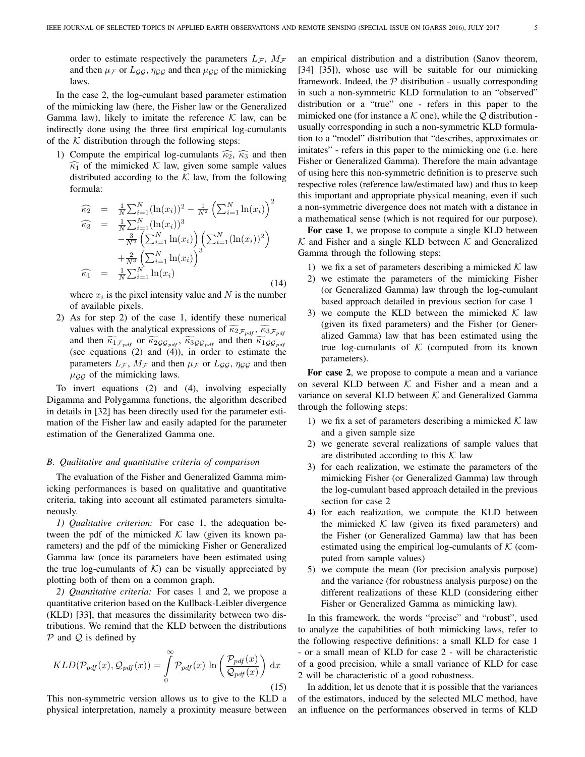order to estimate respectively the parameters $L_{\mathcal{F}}$, $M_{\mathcal{F}}$ and then $\mu_{\mathcal{F}}$ or $L_{\mathcal{GG}}$, $\eta_{\mathcal{GG}}$ and then $\mu_{\mathcal{GG}}$ of the mimicking laws.

In the case 2, the log-cumulant based parameter estimation of the mimicking law (here, the Fisher law or the Generalized Gamma law), likely to imitate the reference $\mathcal{K}$ law, can be indirectly done using the three first empirical log-cumulants of the $\mathcal{K}$ distribution through the following steps:

1) Compute the empirical log-cumulants $\widehat{\kappa_2}$, $\widehat{\kappa_3}$ and then $\widehat{\kappa_1}$ of the mimicked $\mathcal{K}$ law, given some sample values distributed according to the $\mathcal{K}$ law, from the following formula:

$$
\begin{aligned}
\widehat{\kappa_2} &= \tfrac{1}{N}\sum_{i=1}^{N}(\ln(x_i))^2 - \tfrac{1}{N^2}\left(\sum_{i=1}^{N}\ln(x_i)\right)^2 \\
\widehat{\kappa_3} &= \tfrac{1}{N}\sum_{i=1}^{N}(\ln(x_i))^3 \\
&\quad -\tfrac{3}{N^2}\left(\sum_{i=1}^{N}\ln(x_i)\right)\left(\sum_{i=1}^{N}(\ln(x_i))^2\right) \\
&\quad +\tfrac{2}{N^3}\left(\sum_{i=1}^{N}\ln(x_i)\right)^3 \\
\widehat{\kappa_1} &= \tfrac{1}{N}\sum_{i=1}^{N}\ln(x_i)
\end{aligned}
\tag{14}
$$

where $x_i$ is the pixel intensity value and $N$ is the number of available pixels.

2) As for step 2) of the case 1, identify these numerical values with the analytical expressions of $\widetilde{\kappa_2}_{\mathcal{F}_{pdf}}$, $\widetilde{\kappa_3}_{\mathcal{F}_{pdf}}$ and then $\widetilde{\kappa_1}_{\mathcal{F}_{pdf}}$ or $\widetilde{\kappa_2}_{\mathcal{GG}_{pdf}}$, $\widetilde{\kappa_3}_{\mathcal{GG}_{pdf}}$ and then $\widetilde{\kappa_1}_{\mathcal{GG}_{pdf}}$ (see equations (2) and (4)), in order to estimate the parameters $L_{\mathcal{F}}$, $M_{\mathcal{F}}$ and then $\mu_{\mathcal{F}}$ or $L_{\mathcal{GG}}$, $\eta_{\mathcal{GG}}$ and then $\mu_{\mathcal{GG}}$ of the mimicking laws.

To invert equations (2) and (4), involving especially Digamma and Polygamma functions, the algorithm described in details in [32] has been directly used for the parameter estimation of the Fisher law and easily adapted for the parameter estimation of the Generalized Gamma one.

### B. Qualitative and quantitative criteria of comparison

The evaluation of the Fisher and Generalized Gamma mimicking performances is based on qualitative and quantitative criteria, taking into account all estimated parameters simultaneously.

*1) Qualitative criterion:* For case 1, the adequation between the pdf of the mimicked $\mathcal{K}$ law (given its known parameters) and the pdf of the mimicking Fisher or Generalized Gamma law (once its parameters have been estimated using the true log-cumulants of $\mathcal{K}$) can be visually appreciated by plotting both of them on a common graph.

*2) Quantitative criteria:* For cases 1 and 2, we propose a quantitative criterion based on the Kullback-Leibler divergence (KLD) [33], that measures the dissimilarity between two distributions. We remind that the KLD between the distributions $\mathcal{P}$ and $\mathcal{Q}$ is defined by

$$
KLD(\mathcal{P}_{pdf}(x), \mathcal{Q}_{pdf}(x)) = \int_{0}^{\infty} \mathcal{P}_{pdf}(x)\, \ln\left(\frac{\mathcal{P}_{pdf}(x)}{\mathcal{Q}_{pdf}(x)}\right)\, \mathrm{d}x
\tag{15}
$$

This non-symmetric version allows us to give to the KLD a physical interpretation, namely a proximity measure between an empirical distribution and a distribution (Sanov theorem, [34] [35]), whose use will be suitable for our mimicking framework. Indeed, the $\mathcal{P}$ distribution - usually corresponding in such a non-symmetric KLD formulation to an "observed" distribution or a "true" one - refers in this paper to the mimicked one (for instance a $\mathcal{K}$ one), while the $\mathcal{Q}$ distribution - usually corresponding in such a non-symmetric KLD formulation to a "model" distribution that "describes, approximates or imitates" - refers in this paper to the mimicking one (i.e. here Fisher or Generalized Gamma). Therefore the main advantage of using here this non-symmetric definition is to preserve such respective roles (reference law/estimated law) and thus to keep this important and appropriate physical meaning, even if such a non-symmetric divergence does not match with a distance in a mathematical sense (which is not required for our purpose).

**For case 1**, we propose to compute a single KLD between $\mathcal{K}$ and Fisher and a single KLD between $\mathcal{K}$ and Generalized Gamma through the following steps:

1) we fix a set of parameters describing a mimicked $\mathcal{K}$ law
2) we estimate the parameters of the mimicking Fisher (or Generalized Gamma) law through the log-cumulant based approach detailed in previous section for case 1
3) we compute the KLD between the mimicked $\mathcal{K}$ law (given its fixed parameters) and the Fisher (or Generalized Gamma) law that has been estimated using the true log-cumulants of $\mathcal{K}$ (computed from its known parameters).

**For case 2**, we propose to compute a mean and a variance on several KLD between $\mathcal{K}$ and Fisher and a mean and a variance on several KLD between $\mathcal{K}$ and Generalized Gamma through the following steps:

1) we fix a set of parameters describing a mimicked $\mathcal{K}$ law and a given sample size
2) we generate several realizations of sample values that are distributed according to this $\mathcal{K}$ law
3) for each realization, we estimate the parameters of the mimicking Fisher (or Generalized Gamma) law through the log-cumulant based approach detailed in the previous section for case 2
4) for each realization, we compute the KLD between the mimicked $\mathcal{K}$ law (given its fixed parameters) and the Fisher (or Generalized Gamma) law that has been estimated using the empirical log-cumulants of $\mathcal{K}$ (computed from sample values)
5) we compute the mean (for precision analysis purpose) and the variance (for robustness analysis purpose) on the different realizations of these KLD (considering either Fisher or Generalized Gamma as mimicking law).

In this framework, the words "precise" and "robust", used to analyze the capabilities of both mimicking laws, refer to the following respective definitions: a small KLD for case 1 - or a small mean of KLD for case 2 - will be characteristic of a good precision, while a small variance of KLD for case 2 will be characteristic of a good robustness.

In addition, let us denote that it is possible that the variances of the estimators, induced by the selected MLC method, have an influence on the performances observed in terms of KLD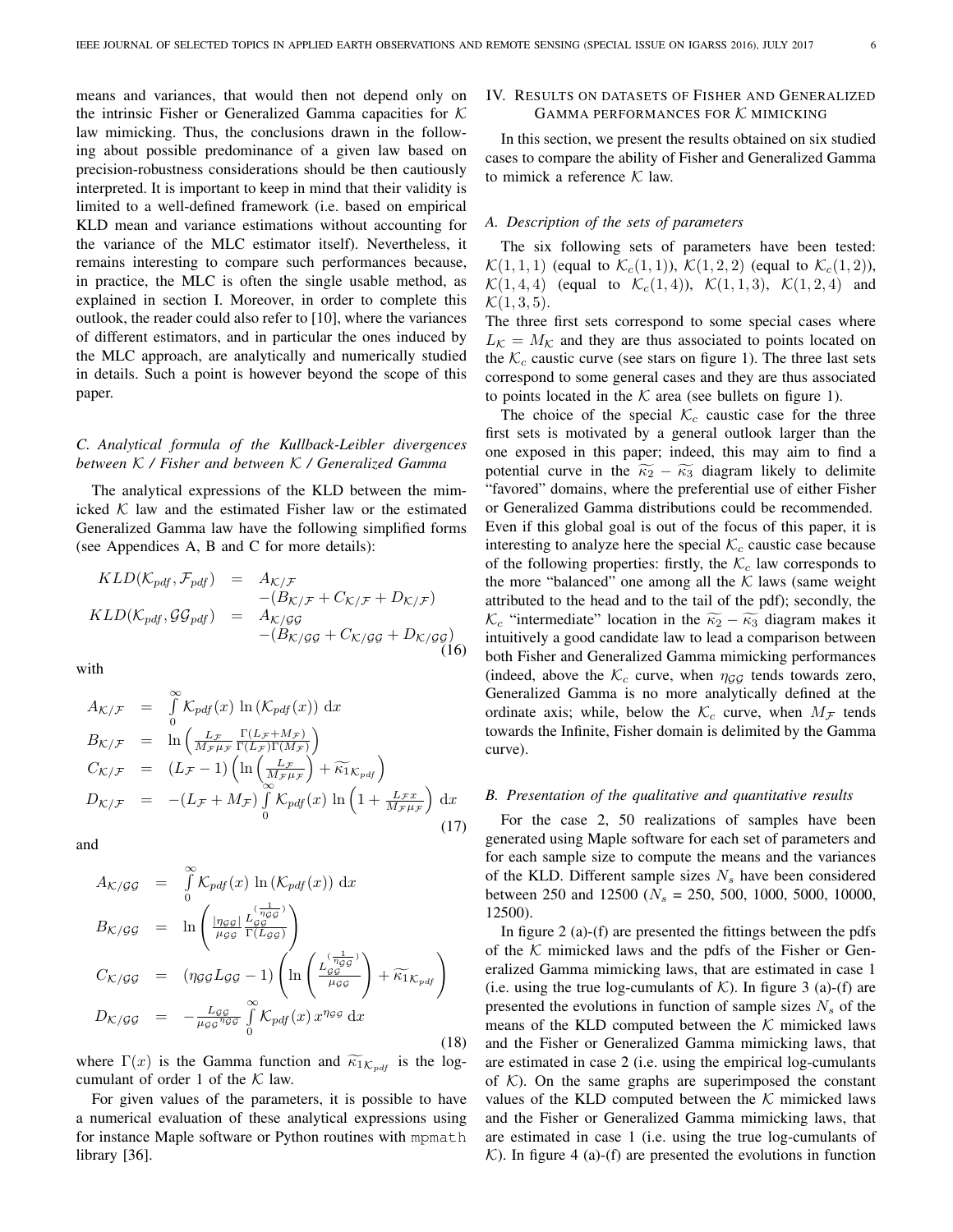means and variances, that would then not depend only on the intrinsic Fisher or Generalized Gamma capacities for $\mathcal{K}$ law mimicking. Thus, the conclusions drawn in the following about possible predominance of a given law based on precision-robustness considerations should be then cautiously interpreted. It is important to keep in mind that their validity is limited to a well-defined framework (i.e. based on empirical KLD mean and variance estimations without accounting for the variance of the MLC estimator itself). Nevertheless, it remains interesting to compare such performances because, in practice, the MLC is often the single usable method, as explained in section I. Moreover, in order to complete this outlook, the reader could also refer to [10], where the variances of different estimators, and in particular the ones induced by the MLC approach, are analytically and numerically studied in details. Such a point is however beyond the scope of this paper.

### C. Analytical formula of the Kullback-Leibler divergences between $\mathcal{K}$ / Fisher and between $\mathcal{K}$ / Generalized Gamma

The analytical expressions of the KLD between the mimicked $\mathcal{K}$ law and the estimated Fisher law or the estimated Generalized Gamma law have the following simplified forms (see Appendices A, B and C for more details):

$$
\begin{aligned}
KLD(\mathcal{K}_{pdf}, \mathcal{F}_{pdf}) &= A_{\mathcal{K}/\mathcal{F}} \\
&\quad -(B_{\mathcal{K}/\mathcal{F}} + C_{\mathcal{K}/\mathcal{F}} + D_{\mathcal{K}/\mathcal{F}}) \\
KLD(\mathcal{K}_{pdf}, \mathcal{GG}_{pdf}) &= A_{\mathcal{K}/\mathcal{GG}} \\
&\quad -(B_{\mathcal{K}/\mathcal{GG}} + C_{\mathcal{K}/\mathcal{GG}} + D_{\mathcal{K}/\mathcal{GG}})
\end{aligned} \tag{16}
$$

with

$$
\begin{aligned}
A_{\mathcal{K}/\mathcal{F}} &= \int_0^\infty \mathcal{K}_{pdf}(x) \, \ln\left(\mathcal{K}_{pdf}(x)\right) \, \mathrm{d}x \\
B_{\mathcal{K}/\mathcal{F}} &= \ln\left(\frac{L_\mathcal{F}}{M_\mathcal{F}\mu_\mathcal{F}} \frac{\Gamma(L_\mathcal{F}+M_\mathcal{F})}{\Gamma(L_\mathcal{F})\Gamma(M_\mathcal{F})}\right) \\
C_{\mathcal{K}/\mathcal{F}} &= (L_\mathcal{F}-1)\left(\ln\left(\frac{L_\mathcal{F}}{M_\mathcal{F}\mu_\mathcal{F}}\right) + \widetilde{\kappa_1}_{\mathcal{K}_{pdf}}\right) \\
D_{\mathcal{K}/\mathcal{F}} &= -(L_\mathcal{F}+M_\mathcal{F}) \int_0^\infty \mathcal{K}_{pdf}(x) \, \ln\left(1+\frac{L_\mathcal{F} x}{M_\mathcal{F}\mu_\mathcal{F}}\right) \, \mathrm{d}x
\end{aligned} \tag{17}
$$

and

$$
\begin{aligned}
A_{\mathcal{K}/\mathcal{GG}} &= \int_0^\infty \mathcal{K}_{pdf}(x) \, \ln\left(\mathcal{K}_{pdf}(x)\right) \, \mathrm{d}x \\
B_{\mathcal{K}/\mathcal{GG}} &= \ln\left(\frac{|\eta_\mathcal{GG}|}{\mu_\mathcal{GG}} \frac{L_\mathcal{GG}^{\left(\frac{1}{\eta_\mathcal{GG}}\right)}}{\Gamma(L_\mathcal{GG})}\right) \\
C_{\mathcal{K}/\mathcal{GG}} &= (\eta_\mathcal{GG} L_\mathcal{GG}-1)\left(\ln\left(\frac{L_\mathcal{GG}^{\left(\frac{1}{\eta_\mathcal{GG}}\right)}}{\mu_\mathcal{GG}}\right) + \widetilde{\kappa_1}_{\mathcal{K}_{pdf}}\right) \\
D_{\mathcal{K}/\mathcal{GG}} &= -\frac{L_\mathcal{GG}}{\mu_\mathcal{GG}^{\eta_\mathcal{GG}}} \int_0^\infty \mathcal{K}_{pdf}(x) \, x^{\eta_\mathcal{GG}} \, \mathrm{d}x
\end{aligned} \tag{18}
$$

where $\Gamma(x)$ is the Gamma function and $\widetilde{\kappa_1}_{\mathcal{K}_{pdf}}$ is the log-cumulant of order 1 of the $\mathcal{K}$ law.

For given values of the parameters, it is possible to have a numerical evaluation of these analytical expressions using for instance Maple software or Python routines with `mpmath` library [36].

## IV. Results on datasets of Fisher and Generalized Gamma performances for $\mathcal{K}$ mimicking

In this section, we present the results obtained on six studied cases to compare the ability of Fisher and Generalized Gamma to mimick a reference $\mathcal{K}$ law.

### A. Description of the sets of parameters

The six following sets of parameters have been tested: $\mathcal{K}(1,1,1)$ (equal to $\mathcal{K}_c(1,1)$), $\mathcal{K}(1,2,2)$ (equal to $\mathcal{K}_c(1,2)$), $\mathcal{K}(1,4,4)$ (equal to $\mathcal{K}_c(1,4)$), $\mathcal{K}(1,1,3)$, $\mathcal{K}(1,2,4)$ and $\mathcal{K}(1,3,5)$.

The three first sets correspond to some special cases where $L_\mathcal{K} = M_\mathcal{K}$ and they are thus associated to points located on the $\mathcal{K}_c$ caustic curve (see stars on figure 1). The three last sets correspond to some general cases and they are thus associated to points located in the $\mathcal{K}$ area (see bullets on figure 1).

The choice of the special $\mathcal{K}_c$ caustic case for the three first sets is motivated by a general outlook larger than the one exposed in this paper; indeed, this may aim to find a potential curve in the $\widetilde{\kappa_2} - \widetilde{\kappa_3}$ diagram likely to delimite "favored" domains, where the preferential use of either Fisher or Generalized Gamma distributions could be recommended. Even if this global goal is out of the focus of this paper, it is interesting to analyze here the special $\mathcal{K}_c$ caustic case because of the following properties: firstly, the $\mathcal{K}_c$ law corresponds to the more "balanced" one among all the $\mathcal{K}$ laws (same weight attributed to the head and to the tail of the pdf); secondly, the $\mathcal{K}_c$ "intermediate" location in the $\widetilde{\kappa_2} - \widetilde{\kappa_3}$ diagram makes it intuitively a good candidate law to lead a comparison between both Fisher and Generalized Gamma mimicking performances (indeed, above the $\mathcal{K}_c$ curve, when $\eta_\mathcal{GG}$ tends towards zero, Generalized Gamma is no more analytically defined at the ordinate axis; while, below the $\mathcal{K}_c$ curve, when $M_\mathcal{F}$ tends towards the Infinite, Fisher domain is delimited by the Gamma curve).

### B. Presentation of the qualitative and quantitative results

For the case 2, 50 realizations of samples have been generated using Maple software for each set of parameters and for each sample size to compute the means and the variances of the KLD. Different sample sizes $N_s$ have been considered between 250 and 12500 ($N_s$ = 250, 500, 1000, 5000, 10000, 12500).

In figure 2 (a)-(f) are presented the fittings between the pdfs of the $\mathcal{K}$ mimicked laws and the pdfs of the Fisher or Generalized Gamma mimicking laws, that are estimated in case 1 (i.e. using the true log-cumulants of $\mathcal{K}$). In figure 3 (a)-(f) are presented the evolutions in function of sample sizes $N_s$ of the means of the KLD computed between the $\mathcal{K}$ mimicked laws and the Fisher or Generalized Gamma mimicking laws, that are estimated in case 2 (i.e. using the empirical log-cumulants of $\mathcal{K}$). On the same graphs are superimposed the constant values of the KLD computed between the $\mathcal{K}$ mimicked laws and the Fisher or Generalized Gamma mimicking laws, that are estimated in case 1 (i.e. using the true log-cumulants of $\mathcal{K}$). In figure 4 (a)-(f) are presented the evolutions in function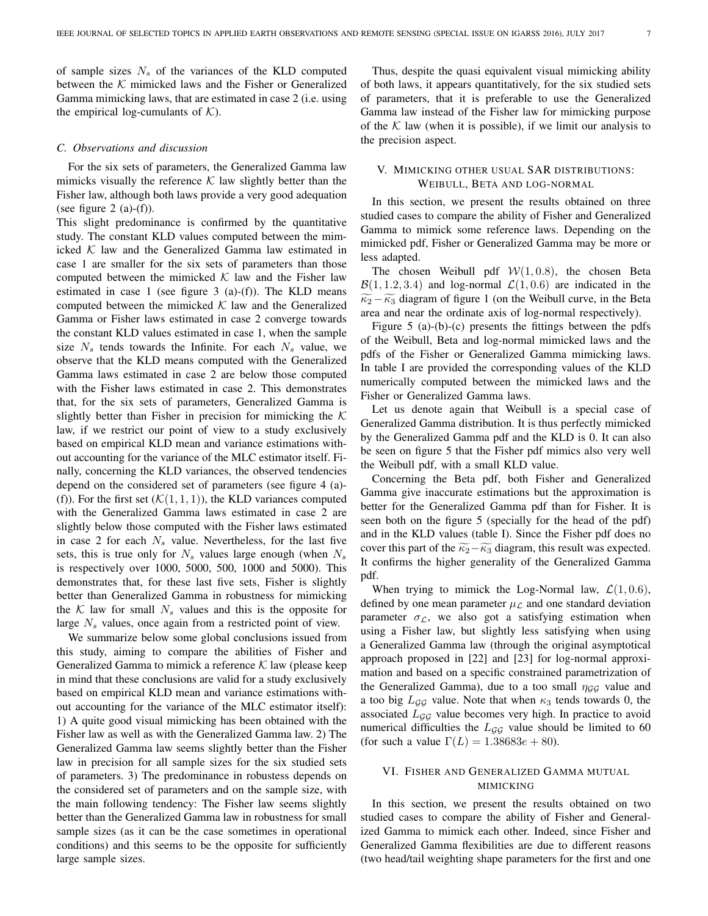of sample sizes $N_s$ of the variances of the KLD computed between the $\mathcal{K}$ mimicked laws and the Fisher or Generalized Gamma mimicking laws, that are estimated in case 2 (i.e. using the empirical log-cumulants of $\mathcal{K}$).

### C. Observations and discussion

For the six sets of parameters, the Generalized Gamma law mimicks visually the reference $\mathcal{K}$ law slightly better than the Fisher law, although both laws provide a very good adequation (see figure 2 (a)-(f)).

This slight predominance is confirmed by the quantitative study. The constant KLD values computed between the mimicked $\mathcal{K}$ law and the Generalized Gamma law estimated in case 1 are smaller for the six sets of parameters than those computed between the mimicked $\mathcal{K}$ law and the Fisher law estimated in case 1 (see figure 3 (a)-(f)). The KLD means computed between the mimicked $\mathcal{K}$ law and the Generalized Gamma or Fisher laws estimated in case 2 converge towards the constant KLD values estimated in case 1, when the sample size $N_s$ tends towards the Infinite. For each $N_s$ value, we observe that the KLD means computed with the Generalized Gamma laws estimated in case 2 are below those computed with the Fisher laws estimated in case 2. This demonstrates that, for the six sets of parameters, Generalized Gamma is slightly better than Fisher in precision for mimicking the $\mathcal{K}$ law, if we restrict our point of view to a study exclusively based on empirical KLD mean and variance estimations without accounting for the variance of the MLC estimator itself. Finally, concerning the KLD variances, the observed tendencies depend on the considered set of parameters (see figure 4 (a)-(f)). For the first set ($\mathcal{K}(1,1,1)$), the KLD variances computed with the Generalized Gamma laws estimated in case 2 are slightly below those computed with the Fisher laws estimated in case 2 for each $N_s$ value. Nevertheless, for the last five sets, this is true only for $N_s$ values large enough (when $N_s$ is respectively over 1000, 5000, 500, 1000 and 5000). This demonstrates that, for these last five sets, Fisher is slightly better than Generalized Gamma in robustness for mimicking the $\mathcal{K}$ law for small $N_s$ values and this is the opposite for large $N_s$ values, once again from a restricted point of view.

We summarize below some global conclusions issued from this study, aiming to compare the abilities of Fisher and Generalized Gamma to mimick a reference $\mathcal{K}$ law (please keep in mind that these conclusions are valid for a study exclusively based on empirical KLD mean and variance estimations without accounting for the variance of the MLC estimator itself): 1) A quite good visual mimicking has been obtained with the Fisher law as well as with the Generalized Gamma law. 2) The Generalized Gamma law seems slightly better than the Fisher law in precision for all sample sizes for the six studied sets of parameters. 3) The predominance in robustess depends on the considered set of parameters and on the sample size, with the main following tendency: The Fisher law seems slightly better than the Generalized Gamma law in robustness for small sample sizes (as it can be the case sometimes in operational conditions) and this seems to be the opposite for sufficiently large sample sizes.

Thus, despite the quasi equivalent visual mimicking ability of both laws, it appears quantitatively, for the six studied sets of parameters, that it is preferable to use the Generalized Gamma law instead of the Fisher law for mimicking purpose of the $\mathcal{K}$ law (when it is possible), if we limit our analysis to the precision aspect.

## V. Mimicking other usual SAR distributions: Weibull, Beta and log-normal

In this section, we present the results obtained on three studied cases to compare the ability of Fisher and Generalized Gamma to mimick some reference laws. Depending on the mimicked pdf, Fisher or Generalized Gamma may be more or less adapted.

The chosen Weibull pdf $\mathcal{W}(1, 0.8)$, the chosen Beta $\mathcal{B}(1, 1.2, 3.4)$ and log-normal $\mathcal{L}(1, 0.6)$ are indicated in the $\widetilde{\kappa_2} - \widetilde{\kappa_3}$ diagram of figure 1 (on the Weibull curve, in the Beta area and near the ordinate axis of log-normal respectively).

Figure 5 (a)-(b)-(c) presents the fittings between the pdfs of the Weibull, Beta and log-normal mimicked laws and the pdfs of the Fisher or Generalized Gamma mimicking laws. In table I are provided the corresponding values of the KLD numerically computed between the mimicked laws and the Fisher or Generalized Gamma laws.

Let us denote again that Weibull is a special case of Generalized Gamma distribution. It is thus perfectly mimicked by the Generalized Gamma pdf and the KLD is 0. It can also be seen on figure 5 that the Fisher pdf mimics also very well the Weibull pdf, with a small KLD value.

Concerning the Beta pdf, both Fisher and Generalized Gamma give inaccurate estimations but the approximation is better for the Generalized Gamma pdf than for Fisher. It is seen both on the figure 5 (specially for the head of the pdf) and in the KLD values (table I). Since the Fisher pdf does no cover this part of the $\widetilde{\kappa_2} - \widetilde{\kappa_3}$ diagram, this result was expected. It confirms the higher generality of the Generalized Gamma pdf.

When trying to mimick the Log-Normal law, $\mathcal{L}(1, 0.6)$, defined by one mean parameter $\mu_{\mathcal{L}}$ and one standard deviation parameter $\sigma_{\mathcal{L}}$, we also got a satisfying estimation when using a Fisher law, but slightly less satisfying when using a Generalized Gamma law (through the original asymptotical approach proposed in [22] and [23] for log-normal approximation and based on a specific constrained parametrization of the Generalized Gamma), due to a too small $\eta_{\mathcal{GG}}$ value and a too big $L_{\mathcal{GG}}$ value. Note that when $\kappa_3$ tends towards 0, the associated $L_{\mathcal{GG}}$ value becomes very high. In practice to avoid numerical difficulties the $L_{\mathcal{GG}}$ value should be limited to 60 (for such a value $\Gamma(L) = 1.38683e+80$).

## VI. Fisher and Generalized Gamma mutual mimicking

In this section, we present the results obtained on two studied cases to compare the ability of Fisher and Generalized Gamma to mimick each other. Indeed, since Fisher and Generalized Gamma flexibilities are due to different reasons (two head/tail weighting shape parameters for the first and one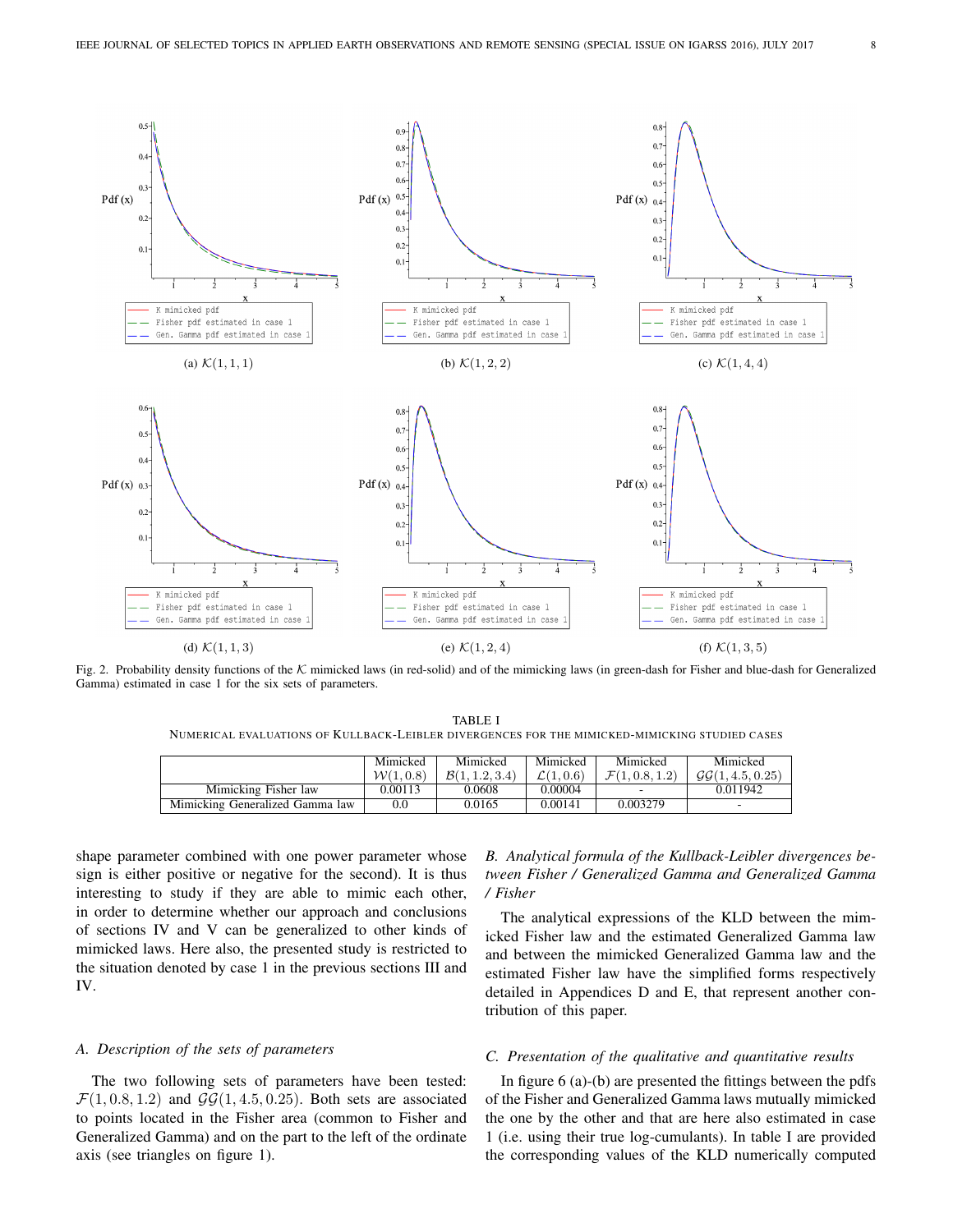(a) $\mathcal{K}(1,1,1)$

(b) $\mathcal{K}(1,2,2)$

(c) $\mathcal{K}(1,4,4)$

(d) $\mathcal{K}(1,1,3)$

(e) $\mathcal{K}(1,2,4)$

(f) $\mathcal{K}(1,3,5)$

Fig. 2. Probability density functions of the $\mathcal{K}$ mimicked laws (in red-solid) and of the mimicking laws (in green-dash for Fisher and blue-dash for Generalized Gamma) estimated in case 1 for the six sets of parameters.

TABLE I
NUMERICAL EVALUATIONS OF KULLBACK-LEIBLER DIVERGENCES FOR THE MIMICKED-MIMICKING STUDIED CASES

| | Mimicked $\mathcal{W}(1,0.8)$ | Mimicked $\mathcal{B}(1,1.2,3.4)$ | Mimicked $\mathcal{L}(1,0.6)$ | Mimicked $\mathcal{F}(1,0.8,1.2)$ | Mimicked $\mathcal{GG}(1,4.5,0.25)$ |
|---|---|---|---|---|---|
| Mimicking Fisher law | 0.00113 | 0.0608 | 0.00004 | - | 0.011942 |
| Mimicking Generalized Gamma law | 0.0 | 0.0165 | 0.00141 | 0.003279 | - |

shape parameter combined with one power parameter whose sign is either positive or negative for the second). It is thus interesting to study if they are able to mimic each other, in order to determine whether our approach and conclusions of sections IV and V can be generalized to other kinds of mimicked laws. Here also, the presented study is restricted to the situation denoted by case 1 in the previous sections III and IV.

### A. Description of the sets of parameters

The two following sets of parameters have been tested: $\mathcal{F}(1,0.8,1.2)$ and $\mathcal{GG}(1,4.5,0.25)$. Both sets are associated to points located in the Fisher area (common to Fisher and Generalized Gamma) and on the part to the left of the ordinate axis (see triangles on figure 1).

### B. Analytical formula of the Kullback-Leibler divergences between Fisher / Generalized Gamma and Generalized Gamma / Fisher

The analytical expressions of the KLD between the mimicked Fisher law and the estimated Generalized Gamma law and between the mimicked Generalized Gamma law and the estimated Fisher law have the simplified forms respectively detailed in Appendices D and E, that represent another contribution of this paper.

### C. Presentation of the qualitative and quantitative results

In figure 6 (a)-(b) are presented the fittings between the pdfs of the Fisher and Generalized Gamma laws mutually mimicked the one by the other and that are here also estimated in case 1 (i.e. using their true log-cumulants). In table I are provided the corresponding values of the KLD numerically computed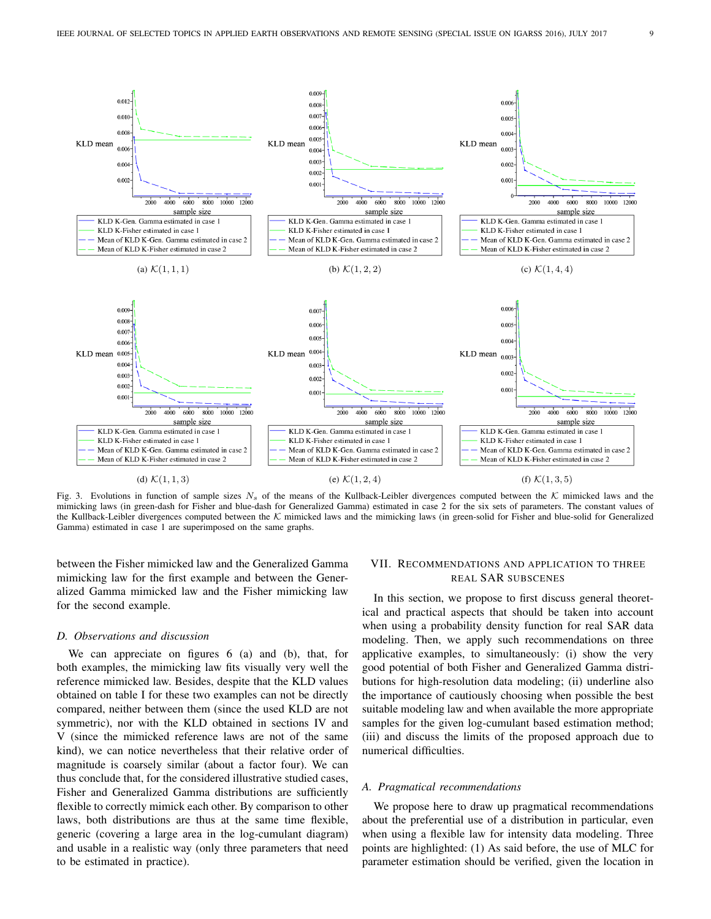Fig. 3. Evolutions in function of sample sizes $N_s$ of the means of the Kullback-Leibler divergences computed between the $\mathcal{K}$ mimicked laws and the mimicking laws (in green-dash for Fisher and blue-dash for Generalized Gamma) estimated in case 2 for the six sets of parameters. The constant values of the Kullback-Leibler divergences computed between the $\mathcal{K}$ mimicked laws and the mimicking laws (in green-solid for Fisher and blue-solid for Generalized Gamma) estimated in case 1 are superimposed on the same graphs.

(a) $\mathcal{K}(1,1,1)$ (b) $\mathcal{K}(1,2,2)$ (c) $\mathcal{K}(1,4,4)$ (d) $\mathcal{K}(1,1,3)$ (e) $\mathcal{K}(1,2,4)$ (f) $\mathcal{K}(1,3,5)$

between the Fisher mimicked law and the Generalized Gamma mimicking law for the first example and between the Generalized Gamma mimicked law and the Fisher mimicking law for the second example.

### *D. Observations and discussion*

We can appreciate on figures 6 (a) and (b), that, for both examples, the mimicking law fits visually very well the reference mimicked law. Besides, despite that the KLD values obtained on table I for these two examples can not be directly compared, neither between them (since the used KLD are not symmetric), nor with the KLD obtained in sections IV and V (since the mimicked reference laws are not of the same kind), we can notice nevertheless that their relative order of magnitude is coarsely similar (about a factor four). We can thus conclude that, for the considered illustrative studied cases, Fisher and Generalized Gamma distributions are sufficiently flexible to correctly mimick each other. By comparison to other laws, both distributions are thus at the same time flexible, generic (covering a large area in the log-cumulant diagram) and usable in a realistic way (only three parameters that need to be estimated in practice).

## VII. Recommendations and application to three real SAR subscenes

In this section, we propose to first discuss general theoretical and practical aspects that should be taken into account when using a probability density function for real SAR data modeling. Then, we apply such recommendations on three applicative examples, to simultaneously: (i) show the very good potential of both Fisher and Generalized Gamma distributions for high-resolution data modeling; (ii) underline also the importance of cautiously choosing when possible the best suitable modeling law and when available the more appropriate samples for the given log-cumulant based estimation method; (iii) and discuss the limits of the proposed approach due to numerical difficulties.

### *A. Pragmatical recommendations*

We propose here to draw up pragmatical recommendations about the preferential use of a distribution in particular, even when using a flexible law for intensity data modeling. Three points are highlighted: (1) As said before, the use of MLC for parameter estimation should be verified, given the location in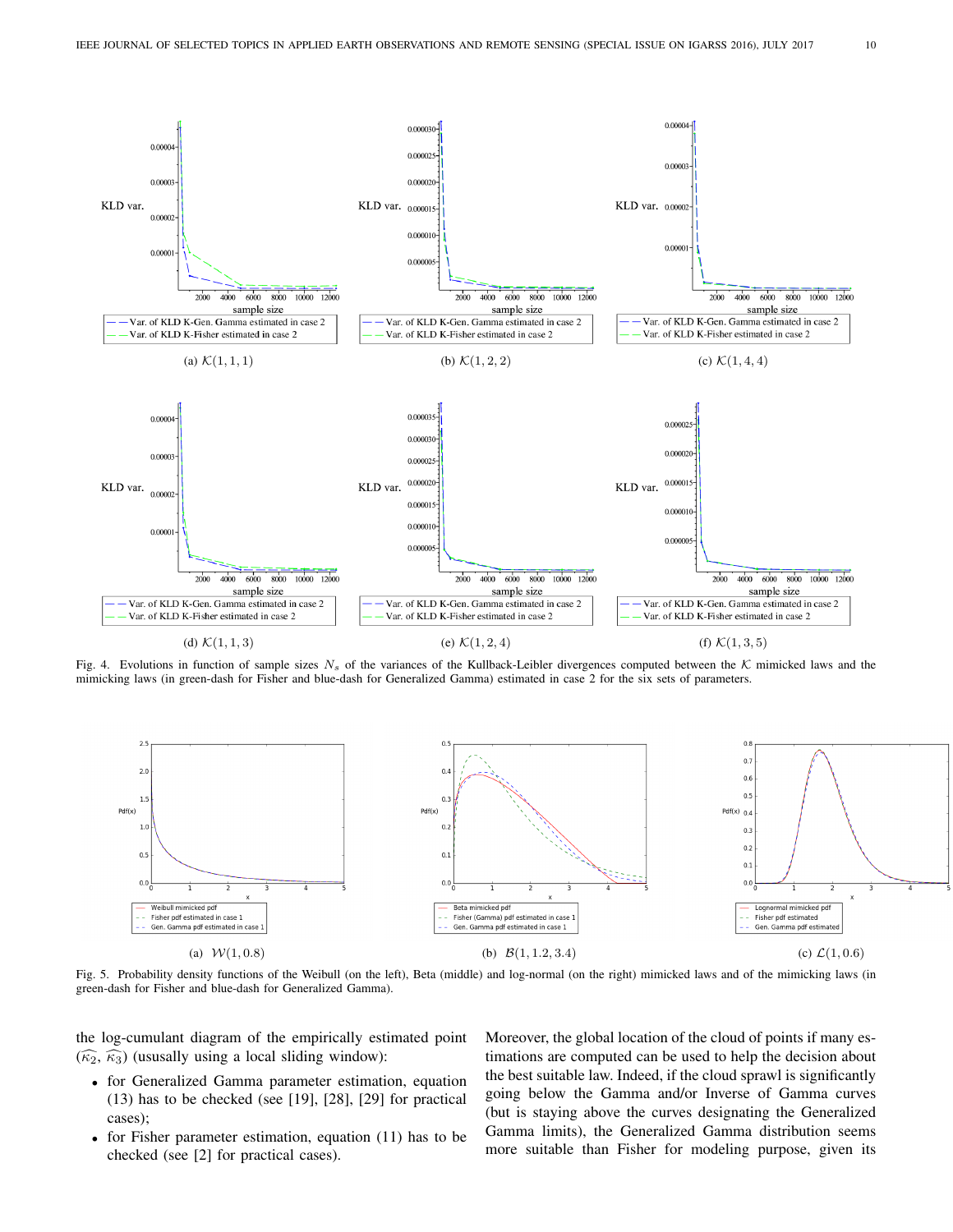(a) $\mathcal{K}(1,1,1)$

(b) $\mathcal{K}(1,2,2)$

(c) $\mathcal{K}(1,4,4)$

(d) $\mathcal{K}(1,1,3)$

(e) $\mathcal{K}(1,2,4)$

(f) $\mathcal{K}(1,3,5)$

Fig. 4. Evolutions in function of sample sizes $N_s$ of the variances of the Kullback-Leibler divergences computed between the $\mathcal{K}$ mimicked laws and the mimicking laws (in green-dash for Fisher and blue-dash for Generalized Gamma) estimated in case 2 for the six sets of parameters.

(a) $\mathcal{W}(1,0.8)$

(b) $\mathcal{B}(1,1.2,3.4)$

(c) $\mathcal{L}(1,0.6)$

Fig. 5. Probability density functions of the Weibull (on the left), Beta (middle) and log-normal (on the right) mimicked laws and of the mimicking laws (in green-dash for Fisher and blue-dash for Generalized Gamma).

the log-cumulant diagram of the empirically estimated point $(\widehat{\kappa_2}, \widehat{\kappa_3})$ (ususally using a local sliding window):

- for Generalized Gamma parameter estimation, equation (13) has to be checked (see [19], [28], [29] for practical cases);
- for Fisher parameter estimation, equation (11) has to be checked (see [2] for practical cases).

Moreover, the global location of the cloud of points if many estimations are computed can be used to help the decision about the best suitable law. Indeed, if the cloud sprawl is significantly going below the Gamma and/or Inverse of Gamma curves (but is staying above the curves designating the Generalized Gamma limits), the Generalized Gamma distribution seems more suitable than Fisher for modeling purpose, given its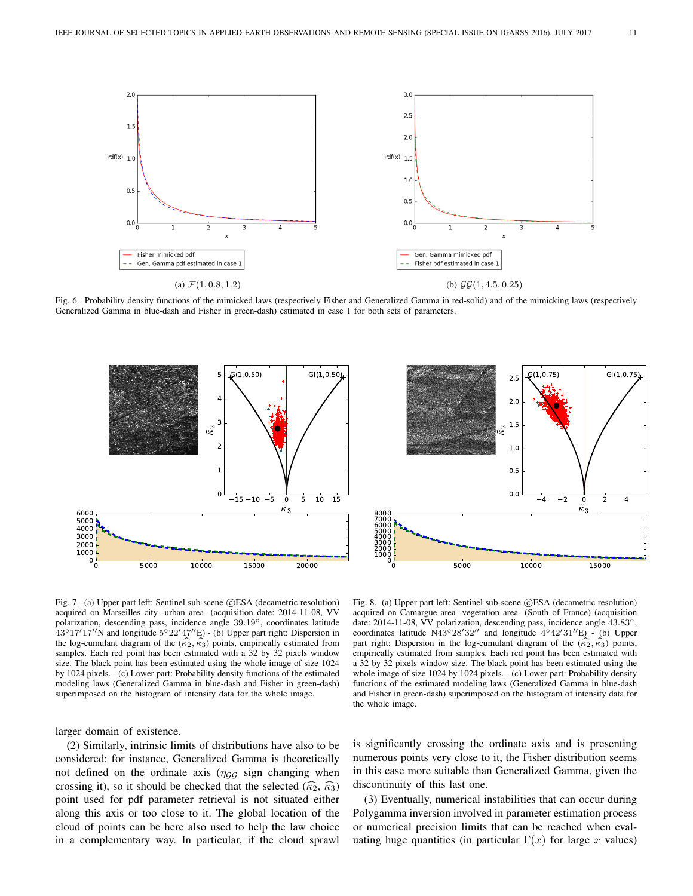(a) $\mathcal{F}(1, 0.8, 1.2)$

(b) $\mathcal{GG}(1, 4.5, 0.25)$

Fig. 6. Probability density functions of the mimicked laws (respectively Fisher and Generalized Gamma in red-solid) and of the mimicking laws (respectively Generalized Gamma in blue-dash and Fisher in green-dash) estimated in case 1 for both sets of parameters.

Fig. 7. (a) Upper part left: Sentinel sub-scene ©ESA (decametric resolution) acquired on Marseilles city -urban area- (acquisition date: 2014-11-08, VV polarization, descending pass, incidence angle 39.19°, coordinates latitude 43°17′17″N and longitude 5°22′47″E) - (b) Upper part right: Dispersion in the log-cumulant diagram of the $(\widehat{\kappa_2}, \widehat{\kappa_3})$ points, empirically estimated from samples. Each red point has been estimated with a 32 by 32 pixels window size. The black point has been estimated using the whole image of size 1024 by 1024 pixels. - (c) Lower part: Probability density functions of the estimated modeling laws (Generalized Gamma in blue-dash and Fisher in green-dash) superimposed on the histogram of intensity data for the whole image.

Fig. 8. (a) Upper part left: Sentinel sub-scene ©ESA (decametric resolution) acquired on Camargue area -vegetation area- (South of France) (acquisition date: 2014-11-08, VV polarization, descending pass, incidence angle 43.83°, coordinates latitude N43°28′32″ and longitude 4°42′31″E) - (b) Upper part right: Dispersion in the log-cumulant diagram of the $(\widehat{\kappa_2}, \widehat{\kappa_3})$ points, empirically estimated from samples. Each red point has been estimated with a 32 by 32 pixels window size. The black point has been estimated using the whole image of size 1024 by 1024 pixels. - (c) Lower part: Probability density functions of the estimated modeling laws (Generalized Gamma in blue-dash and Fisher in green-dash) superimposed on the histogram of intensity data for the whole image.

larger domain of existence.

(2) Similarly, intrinsic limits of distributions have also to be considered: for instance, Generalized Gamma is theoretically not defined on the ordinate axis ($\eta_{\mathcal{GG}}$ sign changing when crossing it), so it should be checked that the selected $(\widehat{\kappa_2}, \widehat{\kappa_3})$ point used for pdf parameter retrieval is not situated either along this axis or too close to it. The global location of the cloud of points can be here also used to help the law choice in a complementary way. In particular, if the cloud sprawl is significantly crossing the ordinate axis and is presenting numerous points very close to it, the Fisher distribution seems in this case more suitable than Generalized Gamma, given the discontinuity of this last one.

(3) Eventually, numerical instabilities that can occur during Polygamma inversion involved in parameter estimation process or numerical precision limits that can be reached when evaluating huge quantities (in particular $\Gamma(x)$ for large $x$ values)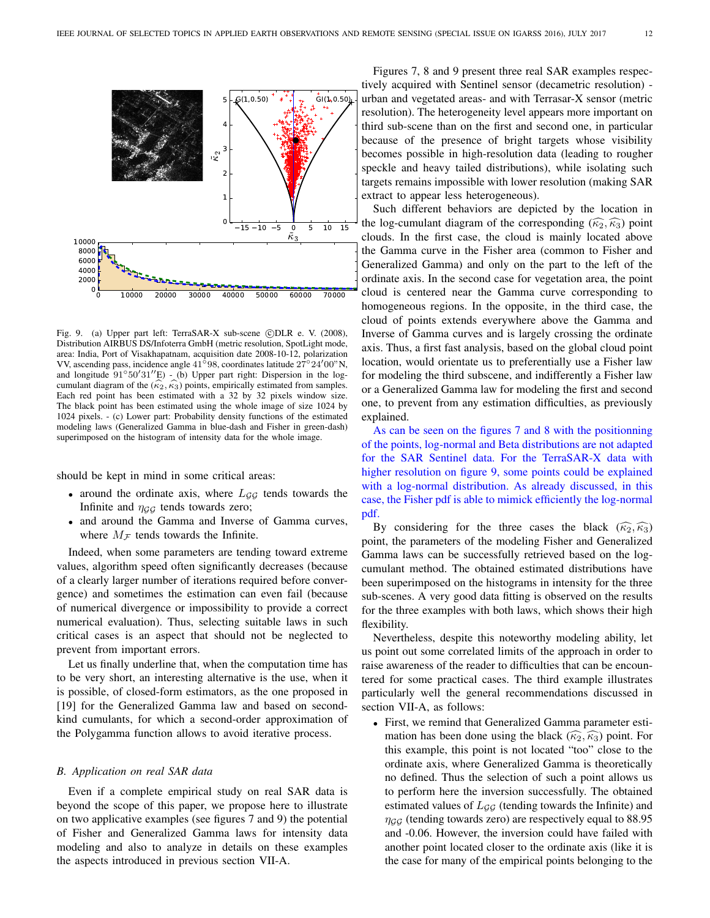Fig. 9. (a) Upper part left: TerraSAR-X sub-scene ©DLR e. V. (2008), Distribution AIRBUS DS/Infoterra GmbH (metric resolution, SpotLight mode, area: India, Port of Visakhapatnam, acquisition date 2008-10-12, polarization VV, ascending pass, incidence angle 41°98, coordinates latitude 27°24′00″N, and longitude 91°50′31″E) - (b) Upper part right: Dispersion in the log-cumulant diagram of the $(\widehat{\kappa_2}, \widehat{\kappa_3})$ points, empirically estimated from samples. Each red point has been estimated with a 32 by 32 pixels window size. The black point has been estimated using the whole image of size 1024 by 1024 pixels. - (c) Lower part: Probability density functions of the estimated modeling laws (Generalized Gamma in blue-dash and Fisher in green-dash) superimposed on the histogram of intensity data for the whole image.

should be kept in mind in some critical areas:

- around the ordinate axis, where $L_{\mathcal{GG}}$ tends towards the Infinite and $\eta_{\mathcal{GG}}$ tends towards zero;
- and around the Gamma and Inverse of Gamma curves, where $M_{\mathcal{F}}$ tends towards the Infinite.

Indeed, when some parameters are tending toward extreme values, algorithm speed often significantly decreases (because of a clearly larger number of iterations required before convergence) and sometimes the estimation can even fail (because of numerical divergence or impossibility to provide a correct numerical evaluation). Thus, selecting suitable laws in such critical cases is an aspect that should not be neglected to prevent from important errors.

Let us finally underline that, when the computation time has to be very short, an interesting alternative is the use, when it is possible, of closed-form estimators, as the one proposed in [19] for the Generalized Gamma law and based on second-kind cumulants, for which a second-order approximation of the Polygamma function allows to avoid iterative process.

### B. Application on real SAR data

Even if a complete empirical study on real SAR data is beyond the scope of this paper, we propose here to illustrate on two applicative examples (see figures 7 and 9) the potential of Fisher and Generalized Gamma laws for intensity data modeling and also to analyze in details on these examples the aspects introduced in previous section VII-A.

Figures 7, 8 and 9 present three real SAR examples respectively acquired with Sentinel sensor (decametric resolution) - urban and vegetated areas- and with Terrasar-X sensor (metric resolution). The heterogeneity level appears more important on third sub-scene than on the first and second one, in particular because of the presence of bright targets whose visibility becomes possible in high-resolution data (leading to rougher speckle and heavy tailed distributions), while isolating such targets remains impossible with lower resolution (making SAR extract to appear less heterogeneous).

Such different behaviors are depicted by the location in the log-cumulant diagram of the corresponding $(\widehat{\kappa_2}, \widehat{\kappa_3})$ point clouds. In the first case, the cloud is mainly located above the Gamma curve in the Fisher area (common to Fisher and Generalized Gamma) and only on the part to the left of the ordinate axis. In the second case for vegetation area, the point cloud is centered near the Gamma curve corresponding to homogeneous regions. In the opposite, in the third case, the cloud of points extends everywhere above the Gamma and Inverse of Gamma curves and is largely crossing the ordinate axis. Thus, a first fast analysis, based on the global cloud point location, would orientate us to preferentially use a Fisher law for modeling the third subscene, and indifferently a Fisher law or a Generalized Gamma law for modeling the first and second one, to prevent from any estimation difficulties, as previously explained.

As can be seen on the figures 7 and 8 with the positionning of the points, log-normal and Beta distributions are not adapted for the SAR Sentinel data. For the TerraSAR-X data with higher resolution on figure 9, some points could be explained with a log-normal distribution. As already discussed, in this case, the Fisher pdf is able to mimick efficiently the log-normal pdf.

By considering for the three cases the black $(\widehat{\kappa_2}, \widehat{\kappa_3})$ point, the parameters of the modeling Fisher and Generalized Gamma laws can be successfully retrieved based on the log-cumulant method. The obtained estimated distributions have been superimposed on the histograms in intensity for the three sub-scenes. A very good data fitting is observed on the results for the three examples with both laws, which shows their high flexibility.

Nevertheless, despite this noteworthy modeling ability, let us point out some correlated limits of the approach in order to raise awareness of the reader to difficulties that can be encountered for some practical cases. The third example illustrates particularly well the general recommendations discussed in section VII-A, as follows:

- First, we remind that Generalized Gamma parameter estimation has been done using the black $(\widehat{\kappa_2}, \widehat{\kappa_3})$ point. For this example, this point is not located "too" close to the ordinate axis, where Generalized Gamma is theoretically no defined. Thus the selection of such a point allows us to perform here the inversion successfully. The obtained estimated values of $L_{\mathcal{GG}}$ (tending towards the Infinite) and $\eta_{\mathcal{GG}}$ (tending towards zero) are respectively equal to 88.95 and -0.06. However, the inversion could have failed with another point located closer to the ordinate axis (like it is the case for many of the empirical points belonging to the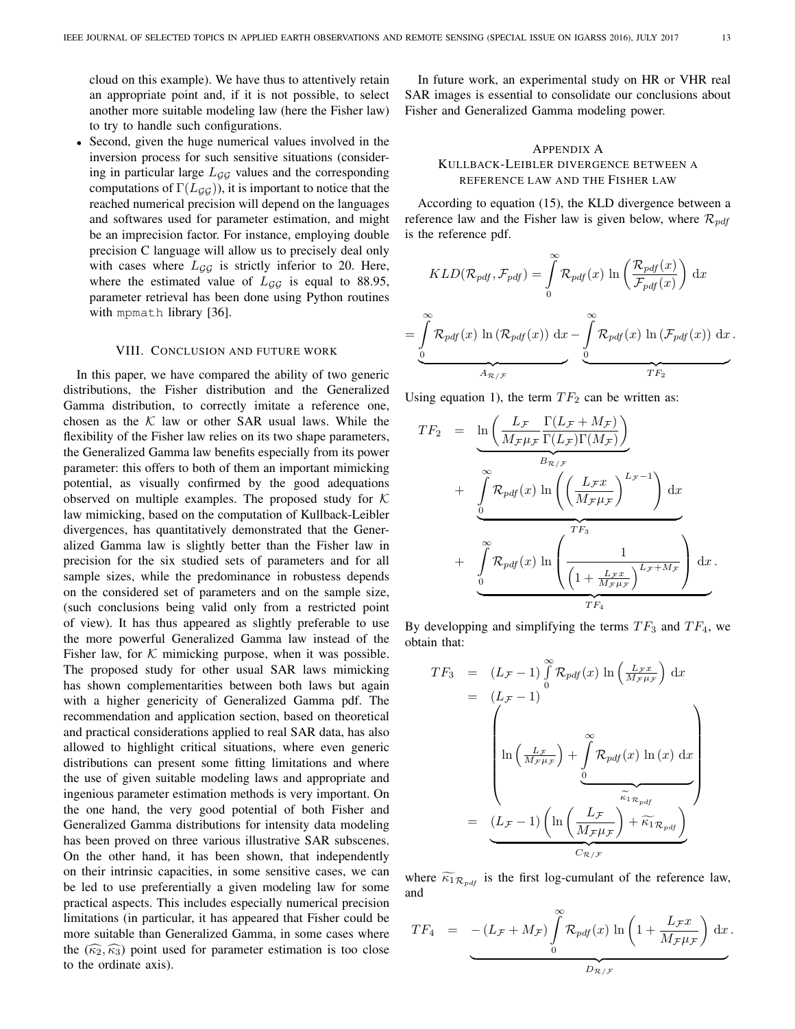cloud on this example). We have thus to attentively retain an appropriate point and, if it is not possible, to select another more suitable modeling law (here the Fisher law) to try to handle such configurations.

- Second, given the huge numerical values involved in the inversion process for such sensitive situations (considering in particular large $L_{\mathcal{GG}}$ values and the corresponding computations of $\Gamma(L_{\mathcal{GG}})$), it is important to notice that the reached numerical precision will depend on the languages and softwares used for parameter estimation, and might be an imprecision factor. For instance, employing double precision C language will allow us to precisely deal only with cases where $L_{\mathcal{GG}}$ is strictly inferior to 20. Here, where the estimated value of $L_{\mathcal{GG}}$ is equal to 88.95, parameter retrieval has been done using Python routines with `mpmath` library [36].

## VIII. Conclusion and future work

In this paper, we have compared the ability of two generic distributions, the Fisher distribution and the Generalized Gamma distribution, to correctly imitate a reference one, chosen as the $\mathcal{K}$ law or other SAR usual laws. While the flexibility of the Fisher law relies on its two shape parameters, the Generalized Gamma law benefits especially from its power parameter: this offers to both of them an important mimicking potential, as visually confirmed by the good adequations observed on multiple examples. The proposed study for $\mathcal{K}$ law mimicking, based on the computation of Kullback-Leibler divergences, has quantitatively demonstrated that the Generalized Gamma law is slightly better than the Fisher law in precision for the six studied sets of parameters and for all sample sizes, while the predominance in robustess depends on the considered set of parameters and on the sample size, (such conclusions being valid only from a restricted point of view). It has thus appeared as slightly preferable to use the more powerful Generalized Gamma law instead of the Fisher law, for $\mathcal{K}$ mimicking purpose, when it was possible. The proposed study for other usual SAR laws mimicking has shown complementarities between both laws but again with a higher genericity of Generalized Gamma pdf. The recommendation and application section, based on theoretical and practical considerations applied to real SAR data, has also allowed to highlight critical situations, where even generic distributions can present some fitting limitations and where the use of given suitable modeling laws and appropriate and ingenious parameter estimation methods is very important. On the one hand, the very good potential of both Fisher and Generalized Gamma distributions for intensity data modeling has been proved on three various illustrative SAR subscenes. On the other hand, it has been shown, that independently on their intrinsic capacities, in some sensitive cases, we can be led to use preferentially a given modeling law for some practical aspects. This includes especially numerical precision limitations (in particular, it has appeared that Fisher could be more suitable than Generalized Gamma, in some cases where the $(\widehat{\kappa_2}, \widehat{\kappa_3})$ point used for parameter estimation is too close to the ordinate axis).

In future work, an experimental study on HR or VHR real SAR images is essential to consolidate our conclusions about Fisher and Generalized Gamma modeling power.

## Appendix A
## Kullback-Leibler divergence between a reference law and the Fisher law

According to equation (15), the KLD divergence between a reference law and the Fisher law is given below, where $\mathcal{R}_{pdf}$ is the reference pdf.

$$KLD(\mathcal{R}_{pdf}, \mathcal{F}_{pdf}) = \int_0^\infty \mathcal{R}_{pdf}(x)\, \ln\left(\frac{\mathcal{R}_{pdf}(x)}{\mathcal{F}_{pdf}(x)}\right)\, \mathrm{d}x$$

$$= \underbrace{\int_0^\infty \mathcal{R}_{pdf}(x)\, \ln\left(\mathcal{R}_{pdf}(x)\right)\, \mathrm{d}x}_{A_{\mathcal{R}/\mathcal{F}}} - \underbrace{\int_0^\infty \mathcal{R}_{pdf}(x)\, \ln\left(\mathcal{F}_{pdf}(x)\right)\, \mathrm{d}x}_{TF_2}.$$

Using equation 1), the term $TF_2$ can be written as:

$$\begin{aligned} TF_2 &= \underbrace{\ln\left(\frac{L_\mathcal{F}}{M_\mathcal{F}\mu_\mathcal{F}}\frac{\Gamma(L_\mathcal{F}+M_\mathcal{F})}{\Gamma(L_\mathcal{F})\Gamma(M_\mathcal{F})}\right)}_{B_{\mathcal{R}/\mathcal{F}}} \\ &+ \underbrace{\int_0^\infty \mathcal{R}_{pdf}(x)\, \ln\left(\left(\frac{L_\mathcal{F}x}{M_\mathcal{F}\mu_\mathcal{F}}\right)^{L_\mathcal{F}-1}\right)\, \mathrm{d}x}_{TF_3} \\ &+ \underbrace{\int_0^\infty \mathcal{R}_{pdf}(x)\, \ln\left(\frac{1}{\left(1+\frac{L_\mathcal{F}x}{M_\mathcal{F}\mu_\mathcal{F}}\right)^{L_\mathcal{F}+M_\mathcal{F}}}\right)\, \mathrm{d}x}_{TF_4}. \end{aligned}$$

By developping and simplifying the terms $TF_3$ and $TF_4$, we obtain that:

$$\begin{aligned} TF_3 &= (L_\mathcal{F}-1)\int_0^\infty \mathcal{R}_{pdf}(x)\, \ln\left(\tfrac{L_\mathcal{F}x}{M_\mathcal{F}\mu_\mathcal{F}}\right)\, \mathrm{d}x \\ &= (L_\mathcal{F}-1)\left(\ln\left(\tfrac{L_\mathcal{F}}{M_\mathcal{F}\mu_\mathcal{F}}\right) + \underbrace{\int_0^\infty \mathcal{R}_{pdf}(x)\, \ln(x)\, \mathrm{d}x}_{\widetilde{\kappa_1}_{\mathcal{R}_{pdf}}}\right) \\ &= \underbrace{(L_\mathcal{F}-1)\left(\ln\left(\frac{L_\mathcal{F}}{M_\mathcal{F}\mu_\mathcal{F}}\right) + \widetilde{\kappa_1}_{\mathcal{R}_{pdf}}\right)}_{C_{\mathcal{R}/\mathcal{F}}} \end{aligned}$$

where $\widetilde{\kappa_1}_{\mathcal{R}_{pdf}}$ is the first log-cumulant of the reference law, and

$$TF_4 = \underbrace{-(L_\mathcal{F}+M_\mathcal{F})\int_0^\infty \mathcal{R}_{pdf}(x)\, \ln\left(1+\frac{L_\mathcal{F}x}{M_\mathcal{F}\mu_\mathcal{F}}\right)\, \mathrm{d}x}_{D_{\mathcal{R}/\mathcal{F}}}.$$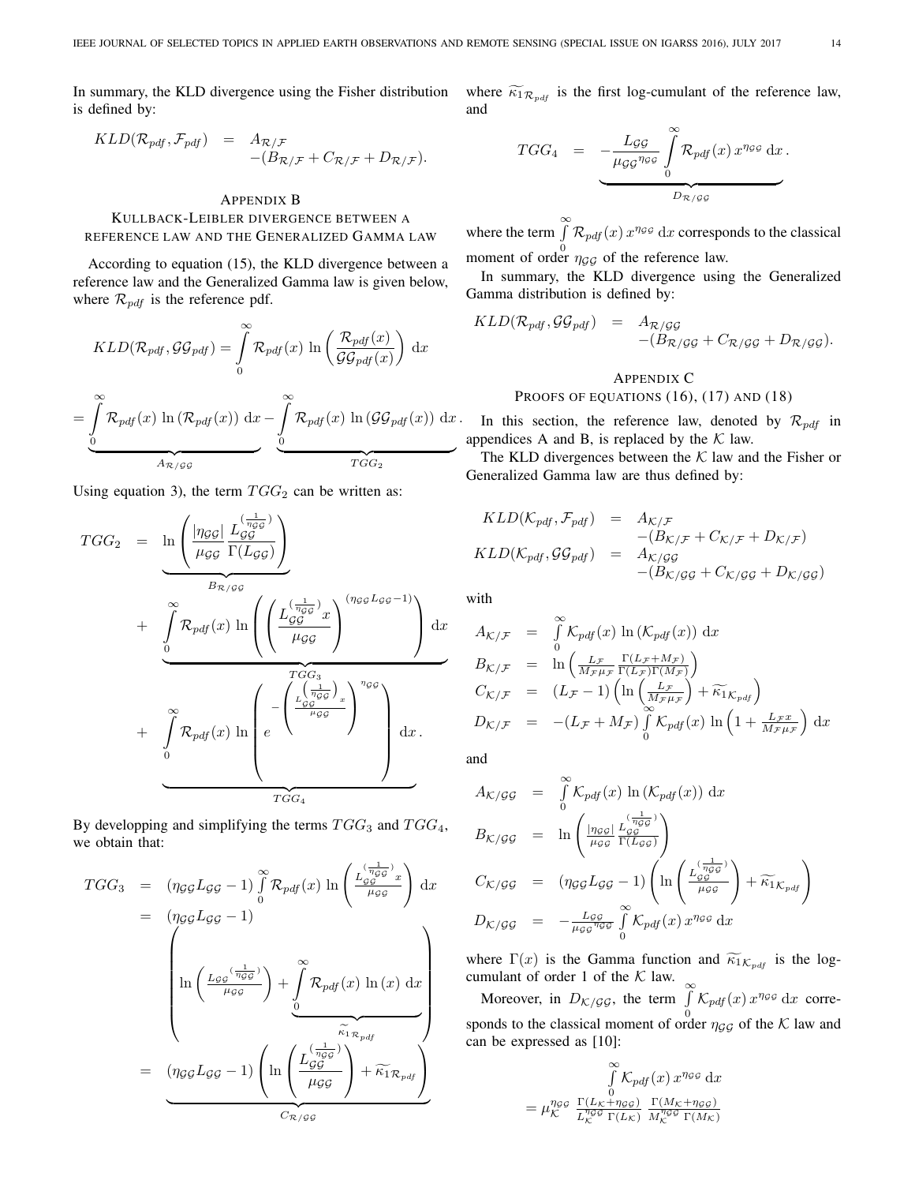In summary, the KLD divergence using the Fisher distribution is defined by:

$$KLD(\mathcal{R}_{pdf}, \mathcal{F}_{pdf}) = A_{\mathcal{R}/\mathcal{F}} - (B_{\mathcal{R}/\mathcal{F}} + C_{\mathcal{R}/\mathcal{F}} + D_{\mathcal{R}/\mathcal{F}}).$$

## Appendix B
## Kullback-Leibler divergence between a reference law and the Generalized Gamma law

According to equation (15), the KLD divergence between a reference law and the Generalized Gamma law is given below, where $\mathcal{R}_{pdf}$ is the reference pdf.

$$KLD(\mathcal{R}_{pdf}, \mathcal{GG}_{pdf}) = \int_0^\infty \mathcal{R}_{pdf}(x)\, \ln\left(\frac{\mathcal{R}_{pdf}(x)}{\mathcal{GG}_{pdf}(x)}\right)\, \mathrm{d}x$$

$$= \underbrace{\int_0^\infty \mathcal{R}_{pdf}(x)\, \ln\left(\mathcal{R}_{pdf}(x)\right)\, \mathrm{d}x}_{A_{\mathcal{R}/\mathcal{GG}}} - \underbrace{\int_0^\infty \mathcal{R}_{pdf}(x)\, \ln\left(\mathcal{GG}_{pdf}(x)\right)\, \mathrm{d}x}_{TGG_2}.$$

Using equation 3), the term $TGG_2$ can be written as:

$$\begin{aligned} TGG_2 &= \underbrace{\ln\left(\frac{|\eta_{\mathcal{GG}}|}{\mu_{\mathcal{GG}}} \frac{L_{\mathcal{GG}}^{(\frac{1}{\eta_{\mathcal{GG}}})}}{\Gamma(L_{\mathcal{GG}})}\right)}_{B_{\mathcal{R}/\mathcal{GG}}} \\ &+ \underbrace{\int_0^\infty \mathcal{R}_{pdf}(x)\, \ln\left(\left(\frac{L_{\mathcal{GG}}^{(\frac{1}{\eta_{\mathcal{GG}}})} x}{\mu_{\mathcal{GG}}}\right)^{(\eta_{\mathcal{GG}} L_{\mathcal{GG}} - 1)}\right)\, \mathrm{d}x}_{TGG_3} \\ &+ \underbrace{\int_0^\infty \mathcal{R}_{pdf}(x)\, \ln\left(e^{-\left(\frac{L_{\mathcal{GG}}^{(\frac{1}{\eta_{\mathcal{GG}}})} x}{\mu_{\mathcal{GG}}}\right)^{\eta_{\mathcal{GG}}}}\right)\, \mathrm{d}x}_{TGG_4}. \end{aligned}$$

By developping and simplifying the terms $TGG_3$ and $TGG_4$, we obtain that:

$$\begin{aligned} TGG_3 &= (\eta_{\mathcal{GG}} L_{\mathcal{GG}} - 1) \int_0^\infty \mathcal{R}_{pdf}(x)\, \ln\left(\frac{L_{\mathcal{GG}}^{(\frac{1}{\eta_{\mathcal{GG}}})} x}{\mu_{\mathcal{GG}}}\right)\, \mathrm{d}x \\ &= (\eta_{\mathcal{GG}} L_{\mathcal{GG}} - 1) \left(\ln\left(\frac{L_{\mathcal{GG}}^{(\frac{1}{\eta_{\mathcal{GG}}})}}{\mu_{\mathcal{GG}}}\right) + \underbrace{\int_0^\infty \mathcal{R}_{pdf}(x)\, \ln(x)\, \mathrm{d}x}_{\widetilde{\kappa_1}_{\mathcal{R}_{pdf}}}\right) \\ &= \underbrace{(\eta_{\mathcal{GG}} L_{\mathcal{GG}} - 1)\left(\ln\left(\frac{L_{\mathcal{GG}}^{(\frac{1}{\eta_{\mathcal{GG}}})}}{\mu_{\mathcal{GG}}}\right) + \widetilde{\kappa_1}_{\mathcal{R}_{pdf}}\right)}_{C_{\mathcal{R}/\mathcal{GG}}} \end{aligned}$$

where $\widetilde{\kappa_1}_{\mathcal{R}_{pdf}}$ is the first log-cumulant of the reference law, and

$$TGG_4 = \underbrace{-\frac{L_{\mathcal{GG}}}{\mu_{\mathcal{GG}}{}^{\eta_{\mathcal{GG}}}} \int_0^\infty \mathcal{R}_{pdf}(x)\, x^{\eta_{\mathcal{GG}}}\, \mathrm{d}x}_{D_{\mathcal{R}/\mathcal{GG}}}.$$

where the term $\int_0^\infty \mathcal{R}_{pdf}(x)\, x^{\eta_{\mathcal{GG}}}\, \mathrm{d}x$ corresponds to the classical moment of order $\eta_{\mathcal{GG}}$ of the reference law.

In summary, the KLD divergence using the Generalized Gamma distribution is defined by:

$$KLD(\mathcal{R}_{pdf}, \mathcal{GG}_{pdf}) = A_{\mathcal{R}/\mathcal{GG}} - (B_{\mathcal{R}/\mathcal{GG}} + C_{\mathcal{R}/\mathcal{GG}} + D_{\mathcal{R}/\mathcal{GG}}).$$

## Appendix C
## Proofs of equations (16), (17) and (18)

In this section, the reference law, denoted by $\mathcal{R}_{pdf}$ in appendices A and B, is replaced by the $\mathcal{K}$ law.

The KLD divergences between the $\mathcal{K}$ law and the Fisher or Generalized Gamma law are thus defined by:

$$\begin{aligned} KLD(\mathcal{K}_{pdf}, \mathcal{F}_{pdf}) &= A_{\mathcal{K}/\mathcal{F}} - (B_{\mathcal{K}/\mathcal{F}} + C_{\mathcal{K}/\mathcal{F}} + D_{\mathcal{K}/\mathcal{F}}) \\ KLD(\mathcal{K}_{pdf}, \mathcal{GG}_{pdf}) &= A_{\mathcal{K}/\mathcal{GG}} - (B_{\mathcal{K}/\mathcal{GG}} + C_{\mathcal{K}/\mathcal{GG}} + D_{\mathcal{K}/\mathcal{GG}}) \end{aligned}$$

with

$$\begin{aligned} A_{\mathcal{K}/\mathcal{F}} &= \int_0^\infty \mathcal{K}_{pdf}(x)\, \ln\left(\mathcal{K}_{pdf}(x)\right)\, \mathrm{d}x \\ B_{\mathcal{K}/\mathcal{F}} &= \ln\left(\frac{L_{\mathcal{F}}}{M_{\mathcal{F}} \mu_{\mathcal{F}}} \frac{\Gamma(L_{\mathcal{F}} + M_{\mathcal{F}})}{\Gamma(L_{\mathcal{F}})\Gamma(M_{\mathcal{F}})}\right) \\ C_{\mathcal{K}/\mathcal{F}} &= (L_{\mathcal{F}} - 1)\left(\ln\left(\frac{L_{\mathcal{F}}}{M_{\mathcal{F}} \mu_{\mathcal{F}}}\right) + \widetilde{\kappa_1}_{\mathcal{K}_{pdf}}\right) \\ D_{\mathcal{K}/\mathcal{F}} &= -(L_{\mathcal{F}} + M_{\mathcal{F}}) \int_0^\infty \mathcal{K}_{pdf}(x)\, \ln\left(1 + \frac{L_{\mathcal{F}} x}{M_{\mathcal{F}} \mu_{\mathcal{F}}}\right)\, \mathrm{d}x \end{aligned}$$

and

$$\begin{aligned} A_{\mathcal{K}/\mathcal{GG}} &= \int_0^\infty \mathcal{K}_{pdf}(x)\, \ln\left(\mathcal{K}_{pdf}(x)\right)\, \mathrm{d}x \\ B_{\mathcal{K}/\mathcal{GG}} &= \ln\left(\frac{|\eta_{\mathcal{GG}}|}{\mu_{\mathcal{GG}}} \frac{L_{\mathcal{GG}}^{(\frac{1}{\eta_{\mathcal{GG}}})}}{\Gamma(L_{\mathcal{GG}})}\right) \\ C_{\mathcal{K}/\mathcal{GG}} &= (\eta_{\mathcal{GG}} L_{\mathcal{GG}} - 1)\left(\ln\left(\frac{L_{\mathcal{GG}}^{(\frac{1}{\eta_{\mathcal{GG}}})}}{\mu_{\mathcal{GG}}}\right) + \widetilde{\kappa_1}_{\mathcal{K}_{pdf}}\right) \\ D_{\mathcal{K}/\mathcal{GG}} &= -\frac{L_{\mathcal{GG}}}{\mu_{\mathcal{GG}}{}^{\eta_{\mathcal{GG}}}} \int_0^\infty \mathcal{K}_{pdf}(x)\, x^{\eta_{\mathcal{GG}}}\, \mathrm{d}x \end{aligned}$$

where $\Gamma(x)$ is the Gamma function and $\widetilde{\kappa_1}_{\mathcal{K}_{pdf}}$ is the log-cumulant of order 1 of the $\mathcal{K}$ law.

Moreover, in $D_{\mathcal{K}/\mathcal{GG}}$, the term $\int_0^\infty \mathcal{K}_{pdf}(x)\, x^{\eta_{\mathcal{GG}}}\, \mathrm{d}x$ corresponds to the classical moment of order $\eta_{\mathcal{GG}}$ of the $\mathcal{K}$ law and can be expressed as [10]:

$$\int_0^\infty \mathcal{K}_{pdf}(x)\, x^{\eta_{\mathcal{GG}}}\, \mathrm{d}x = \mu_{\mathcal{K}}^{\eta_{\mathcal{GG}}} \frac{\Gamma(L_{\mathcal{K}} + \eta_{\mathcal{GG}})}{L_{\mathcal{K}}^{\eta_{\mathcal{GG}}} \Gamma(L_{\mathcal{K}})} \frac{\Gamma(M_{\mathcal{K}} + \eta_{\mathcal{GG}})}{M_{\mathcal{K}}^{\eta_{\mathcal{GG}}} \Gamma(M_{\mathcal{K}})}$$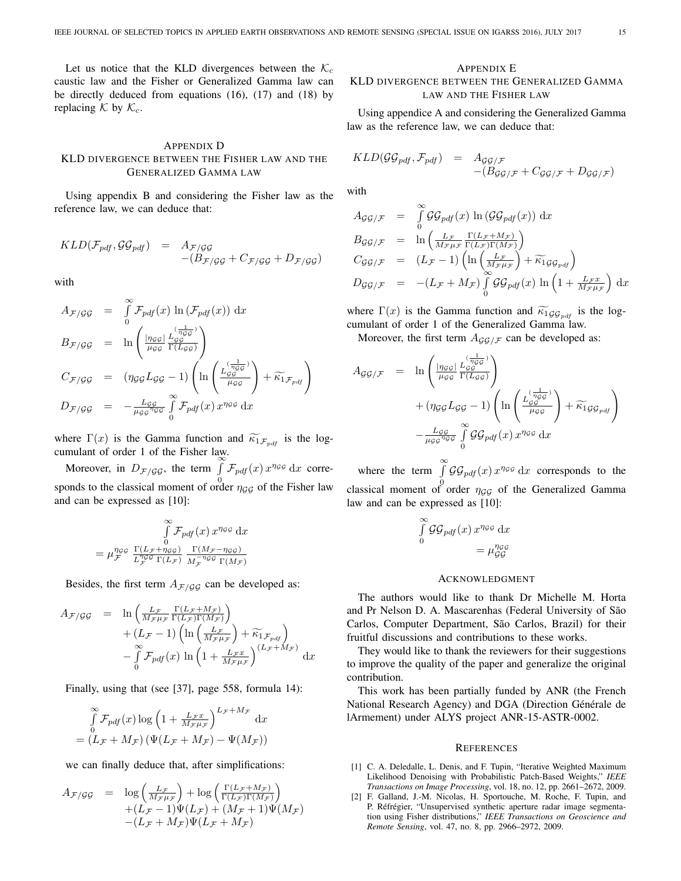Let us notice that the KLD divergences between the $\mathcal{K}_c$ caustic law and the Fisher or Generalized Gamma law can be directly deduced from equations (16), (17) and (18) by replacing $\mathcal{K}$ by $\mathcal{K}_c$.

## Appendix D
## KLD divergence between the Fisher law and the Generalized Gamma law

Using appendix B and considering the Fisher law as the reference law, we can deduce that:

$$
\begin{aligned}
KLD(\mathcal{F}_{pdf}, \mathcal{GG}_{pdf}) &= A_{\mathcal{F}/\mathcal{GG}} \\
&\quad -(B_{\mathcal{F}/\mathcal{GG}} + C_{\mathcal{F}/\mathcal{GG}} + D_{\mathcal{F}/\mathcal{GG}})
\end{aligned}
$$

with

$$
\begin{aligned}
A_{\mathcal{F}/\mathcal{GG}} &= \int_0^\infty \mathcal{F}_{pdf}(x) \ln\left(\mathcal{F}_{pdf}(x)\right) \mathrm{d}x \\
B_{\mathcal{F}/\mathcal{GG}} &= \ln\left( \frac{|\eta_{\mathcal{GG}}|}{\mu_{\mathcal{GG}}} \frac{L_{\mathcal{GG}}^{(\frac{1}{\eta_{\mathcal{GG}}})}}{\Gamma(L_{\mathcal{GG}})} \right) \\
C_{\mathcal{F}/\mathcal{GG}} &= (\eta_{\mathcal{GG}} L_{\mathcal{GG}} - 1) \left( \ln\left( \frac{L_{\mathcal{GG}}^{(\frac{1}{\eta_{\mathcal{GG}}})}}{\mu_{\mathcal{GG}}} \right) + \widetilde{\kappa_1}_{\mathcal{F}_{pdf}} \right) \\
D_{\mathcal{F}/\mathcal{GG}} &= -\frac{L_{\mathcal{GG}}}{\mu_{\mathcal{GG}}{}^{\eta_{\mathcal{GG}}}} \int_0^\infty \mathcal{F}_{pdf}(x)\, x^{\eta_{\mathcal{GG}}} \,\mathrm{d}x
\end{aligned}
$$

where $\Gamma(x)$ is the Gamma function and $\widetilde{\kappa_1}_{\mathcal{F}_{pdf}}$ is the log-cumulant of order 1 of the Fisher law.

Moreover, in $D_{\mathcal{F}/\mathcal{GG}}$, the term $\int_0^\infty \mathcal{F}_{pdf}(x)\, x^{\eta_{\mathcal{GG}}} \,\mathrm{d}x$ corresponds to the classical moment of order $\eta_{\mathcal{GG}}$ of the Fisher law and can be expressed as [10]:

$$
\begin{aligned}
&\int_0^\infty \mathcal{F}_{pdf}(x)\, x^{\eta_{\mathcal{GG}}} \,\mathrm{d}x \\
&= \mu_{\mathcal{F}}^{\eta_{\mathcal{GG}}} \frac{\Gamma(L_{\mathcal{F}} + \eta_{\mathcal{GG}})}{L_{\mathcal{F}}^{\eta_{\mathcal{GG}}}\, \Gamma(L_{\mathcal{F}})} \frac{\Gamma(M_{\mathcal{F}} - \eta_{\mathcal{GG}})}{M_{\mathcal{F}}^{-\eta_{\mathcal{GG}}}\, \Gamma(M_{\mathcal{F}})}
\end{aligned}
$$

Besides, the first term $A_{\mathcal{F}/\mathcal{GG}}$ can be developed as:

$$
\begin{aligned}
A_{\mathcal{F}/\mathcal{GG}} &= \ln\left( \frac{L_{\mathcal{F}}}{M_{\mathcal{F}} \mu_{\mathcal{F}}} \frac{\Gamma(L_{\mathcal{F}} + M_{\mathcal{F}})}{\Gamma(L_{\mathcal{F}})\Gamma(M_{\mathcal{F}})} \right) \\
&\quad + (L_{\mathcal{F}} - 1) \left( \ln\left( \frac{L_{\mathcal{F}}}{M_{\mathcal{F}} \mu_{\mathcal{F}}} \right) + \widetilde{\kappa_1}_{\mathcal{F}_{pdf}} \right) \\
&\quad - \int_0^\infty \mathcal{F}_{pdf}(x) \ln\left(1 + \frac{L_{\mathcal{F}} x}{M_{\mathcal{F}} \mu_{\mathcal{F}}}\right)^{(L_{\mathcal{F}} + M_{\mathcal{F}})} \mathrm{d}x
\end{aligned}
$$

Finally, using that (see [37], page 558, formula 14):

$$
\begin{aligned}
&\int_0^\infty \mathcal{F}_{pdf}(x) \log\left(1 + \frac{L_{\mathcal{F}} x}{M_{\mathcal{F}} \mu_{\mathcal{F}}}\right)^{L_{\mathcal{F}} + M_{\mathcal{F}}} \mathrm{d}x \\
&= (L_{\mathcal{F}} + M_{\mathcal{F}}) \left(\Psi(L_{\mathcal{F}} + M_{\mathcal{F}}) - \Psi(M_{\mathcal{F}})\right)
\end{aligned}
$$

we can finally deduce that, after simplifications:

$$
\begin{aligned}
A_{\mathcal{F}/\mathcal{GG}} &= \log\left( \frac{L_{\mathcal{F}}}{M_{\mathcal{F}} \mu_{\mathcal{F}}} \right) + \log\left( \frac{\Gamma(L_{\mathcal{F}} + M_{\mathcal{F}})}{\Gamma(L_{\mathcal{F}})\Gamma(M_{\mathcal{F}})} \right) \\
&\quad + (L_{\mathcal{F}} - 1)\Psi(L_{\mathcal{F}}) + (M_{\mathcal{F}} + 1)\Psi(M_{\mathcal{F}}) \\
&\quad - (L_{\mathcal{F}} + M_{\mathcal{F}})\Psi(L_{\mathcal{F}} + M_{\mathcal{F}})
\end{aligned}
$$

## Appendix E
## KLD divergence between the Generalized Gamma law and the Fisher law

Using appendice A and considering the Generalized Gamma law as the reference law, we can deduce that:

$$
\begin{aligned}
KLD(\mathcal{GG}_{pdf}, \mathcal{F}_{pdf}) &= A_{\mathcal{GG}/\mathcal{F}} \\
&\quad -(B_{\mathcal{GG}/\mathcal{F}} + C_{\mathcal{GG}/\mathcal{F}} + D_{\mathcal{GG}/\mathcal{F}})
\end{aligned}
$$

with

$$
\begin{aligned}
A_{\mathcal{GG}/\mathcal{F}} &= \int_0^\infty \mathcal{GG}_{pdf}(x) \ln\left(\mathcal{GG}_{pdf}(x)\right) \mathrm{d}x \\
B_{\mathcal{GG}/\mathcal{F}} &= \ln\left( \frac{L_{\mathcal{F}}}{M_{\mathcal{F}} \mu_{\mathcal{F}}} \frac{\Gamma(L_{\mathcal{F}} + M_{\mathcal{F}})}{\Gamma(L_{\mathcal{F}})\Gamma(M_{\mathcal{F}})} \right) \\
C_{\mathcal{GG}/\mathcal{F}} &= (L_{\mathcal{F}} - 1) \left( \ln\left( \frac{L_{\mathcal{F}}}{M_{\mathcal{F}} \mu_{\mathcal{F}}} \right) + \widetilde{\kappa_1}_{\mathcal{GG}_{pdf}} \right) \\
D_{\mathcal{GG}/\mathcal{F}} &= -(L_{\mathcal{F}} + M_{\mathcal{F}}) \int_0^\infty \mathcal{GG}_{pdf}(x) \ln\left(1 + \frac{L_{\mathcal{F}} x}{M_{\mathcal{F}} \mu_{\mathcal{F}}}\right) \mathrm{d}x
\end{aligned}
$$

where $\Gamma(x)$ is the Gamma function and $\widetilde{\kappa_1}_{\mathcal{GG}_{pdf}}$ is the log-cumulant of order 1 of the Generalized Gamma law.

Moreover, the first term $A_{\mathcal{GG}/\mathcal{F}}$ can be developed as:

$$
\begin{aligned}
A_{\mathcal{GG}/\mathcal{F}} &= \ln\left( \frac{|\eta_{\mathcal{GG}}|}{\mu_{\mathcal{GG}}} \frac{L_{\mathcal{GG}}^{(\frac{1}{\eta_{\mathcal{GG}}})}}{\Gamma(L_{\mathcal{GG}})} \right) \\
&\quad + (\eta_{\mathcal{GG}} L_{\mathcal{GG}} - 1) \left( \ln\left( \frac{L_{\mathcal{GG}}^{(\frac{1}{\eta_{\mathcal{GG}}})}}{\mu_{\mathcal{GG}}} \right) + \widetilde{\kappa_1}_{\mathcal{GG}_{pdf}} \right) \\
&\quad - \frac{L_{\mathcal{GG}}}{\mu_{\mathcal{GG}}{}^{\eta_{\mathcal{GG}}}} \int_0^\infty \mathcal{GG}_{pdf}(x)\, x^{\eta_{\mathcal{GG}}} \,\mathrm{d}x
\end{aligned}
$$

where the term $\int_0^\infty \mathcal{GG}_{pdf}(x)\, x^{\eta_{\mathcal{GG}}} \,\mathrm{d}x$ corresponds to the classical moment of order $\eta_{\mathcal{GG}}$ of the Generalized Gamma law and can be expressed as [10]:

$$
\begin{aligned}
&\int_0^\infty \mathcal{GG}_{pdf}(x)\, x^{\eta_{\mathcal{GG}}} \,\mathrm{d}x \\
&\qquad = \mu_{\mathcal{GG}}^{\eta_{\mathcal{GG}}}
\end{aligned}
$$

## Acknowledgment

The authors would like to thank Dr Michelle M. Horta and Pr Nelson D. A. Mascarenhas (Federal University of São Carlos, Computer Department, São Carlos, Brazil) for their fruitful discussions and contributions to these works.

They would like to thank the reviewers for their suggestions to improve the quality of the paper and generalize the original contribution.

This work has been partially funded by ANR (the French National Research Agency) and DGA (Direction Générale de lArmement) under ALYS project ANR-15-ASTR-0002.

## References

[1] C. A. Deledalle, L. Denis, and F. Tupin, "Iterative Weighted Maximum Likelihood Denoising with Probabilistic Patch-Based Weights," *IEEE Transactions on Image Processing*, vol. 18, no. 12, pp. 2661–2672, 2009.

[2] F. Galland, J.-M. Nicolas, H. Sportouche, M. Roche, F. Tupin, and P. Réfrégier, "Unsupervised synthetic aperture radar image segmentation using Fisher distributions," *IEEE Transactions on Geoscience and Remote Sensing*, vol. 47, no. 8, pp. 2966–2972, 2009.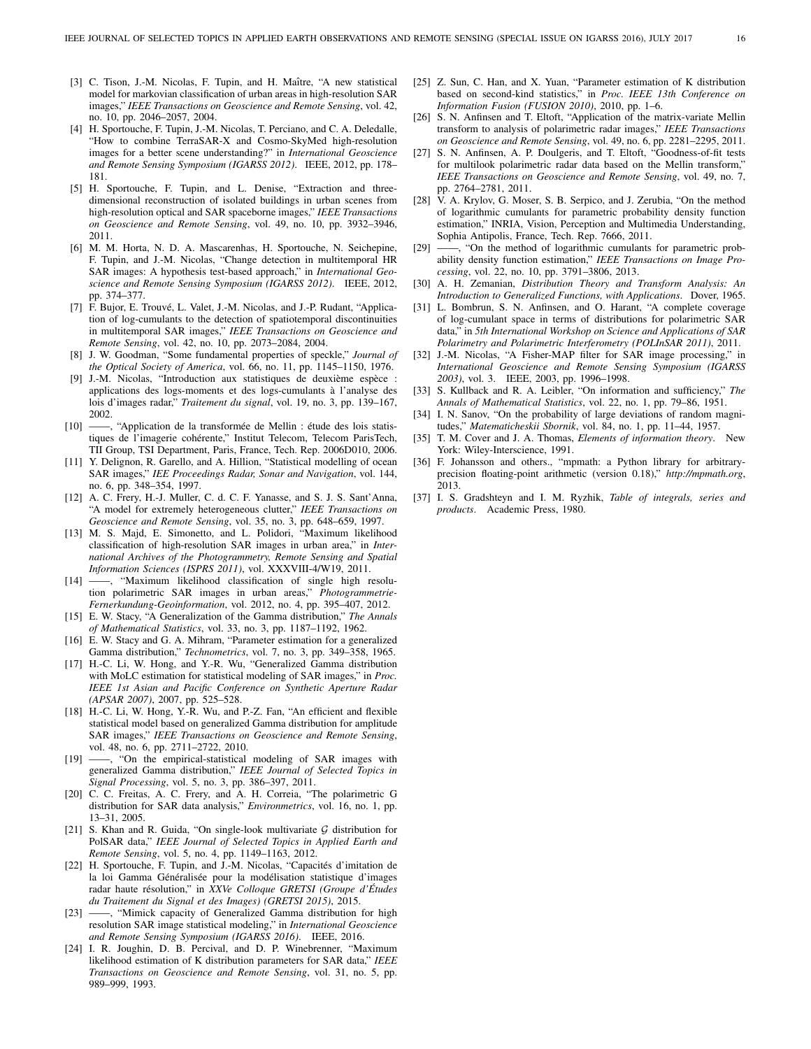[3] C. Tison, J.-M. Nicolas, F. Tupin, and H. Maître, "A new statistical model for markovian classification of urban areas in high-resolution SAR images," *IEEE Transactions on Geoscience and Remote Sensing*, vol. 42, no. 10, pp. 2046–2057, 2004.

[4] H. Sportouche, F. Tupin, J.-M. Nicolas, T. Perciano, and C. A. Deledalle, "How to combine TerraSAR-X and Cosmo-SkyMed high-resolution images for a better scene understanding?" in *International Geoscience and Remote Sensing Symposium (IGARSS 2012)*. IEEE, 2012, pp. 178–181.

[5] H. Sportouche, F. Tupin, and L. Denise, "Extraction and three-dimensional reconstruction of isolated buildings in urban scenes from high-resolution optical and SAR spaceborne images," *IEEE Transactions on Geoscience and Remote Sensing*, vol. 49, no. 10, pp. 3932–3946, 2011.

[6] M. M. Horta, N. D. A. Mascarenhas, H. Sportouche, N. Seichepine, F. Tupin, and J.-M. Nicolas, "Change detection in multitemporal HR SAR images: A hypothesis test-based approach," in *International Geoscience and Remote Sensing Symposium (IGARSS 2012)*. IEEE, 2012, pp. 374–377.

[7] F. Bujor, E. Trouvé, L. Valet, J.-M. Nicolas, and J.-P. Rudant, "Application of log-cumulants to the detection of spatiotemporal discontinuities in multitemporal SAR images," *IEEE Transactions on Geoscience and Remote Sensing*, vol. 42, no. 10, pp. 2073–2084, 2004.

[8] J. W. Goodman, "Some fundamental properties of speckle," *Journal of the Optical Society of America*, vol. 66, no. 11, pp. 1145–1150, 1976.

[9] J.-M. Nicolas, "Introduction aux statistiques de deuxième espèce : applications des logs-moments et des logs-cumulants à l'analyse des lois d'images radar," *Traitement du signal*, vol. 19, no. 3, pp. 139–167, 2002.

[10] ——, "Application de la transformée de Mellin : étude des lois statistiques de l'imagerie cohérente," Institut Telecom, Telecom ParisTech, TII Group, TSI Department, Paris, France, Tech. Rep. 2006D010, 2006.

[11] Y. Delignon, R. Garello, and A. Hillion, "Statistical modelling of ocean SAR images," *IEE Proceedings Radar, Sonar and Navigation*, vol. 144, no. 6, pp. 348–354, 1997.

[12] A. C. Frery, H.-J. Muller, C. d. C. F. Yanasse, and S. J. S. Sant'Anna, "A model for extremely heterogeneous clutter," *IEEE Transactions on Geoscience and Remote Sensing*, vol. 35, no. 3, pp. 648–659, 1997.

[13] M. S. Majd, E. Simonetto, and L. Polidori, "Maximum likelihood classification of high-resolution SAR images in urban area," in *International Archives of the Photogrammetry, Remote Sensing and Spatial Information Sciences (ISPRS 2011)*, vol. XXXVIII-4/W19, 2011.

[14] ——, "Maximum likelihood classification of single high resolution polarimetric SAR images in urban areas," *Photogrammetrie-Fernerkundung-Geoinformation*, vol. 2012, no. 4, pp. 395–407, 2012.

[15] E. W. Stacy, "A Generalization of the Gamma distribution," *The Annals of Mathematical Statistics*, vol. 33, no. 3, pp. 1187–1192, 1962.

[16] E. W. Stacy and G. A. Mihram, "Parameter estimation for a generalized Gamma distribution," *Technometrics*, vol. 7, no. 3, pp. 349–358, 1965.

[17] H.-C. Li, W. Hong, and Y.-R. Wu, "Generalized Gamma distribution with MoLC estimation for statistical modeling of SAR images," in *Proc. IEEE 1st Asian and Pacific Conference on Synthetic Aperture Radar (APSAR 2007)*, 2007, pp. 525–528.

[18] H.-C. Li, W. Hong, Y.-R. Wu, and P.-Z. Fan, "An efficient and flexible statistical model based on generalized Gamma distribution for amplitude SAR images," *IEEE Transactions on Geoscience and Remote Sensing*, vol. 48, no. 6, pp. 2711–2722, 2010.

[19] ——, "On the empirical-statistical modeling of SAR images with generalized Gamma distribution," *IEEE Journal of Selected Topics in Signal Processing*, vol. 5, no. 3, pp. 386–397, 2011.

[20] C. C. Freitas, A. C. Frery, and A. H. Correia, "The polarimetric G distribution for SAR data analysis," *Environmetrics*, vol. 16, no. 1, pp. 13–31, 2005.

[21] S. Khan and R. Guida, "On single-look multivariate $\mathcal{G}$ distribution for PolSAR data," *IEEE Journal of Selected Topics in Applied Earth and Remote Sensing*, vol. 5, no. 4, pp. 1149–1163, 2012.

[22] H. Sportouche, F. Tupin, and J.-M. Nicolas, "Capacités d'imitation de la loi Gamma Généralisée pour la modélisation statistique d'images radar haute résolution," in *XXVe Colloque GRETSI (Groupe d'Études du Traitement du Signal et des Images) (GRETSI 2015)*, 2015.

[23] ——, "Mimick capacity of Generalized Gamma distribution for high resolution SAR image statistical modeling," in *International Geoscience and Remote Sensing Symposium (IGARSS 2016)*. IEEE, 2016.

[24] I. R. Joughin, D. B. Percival, and D. P. Winebrenner, "Maximum likelihood estimation of K distribution parameters for SAR data," *IEEE Transactions on Geoscience and Remote Sensing*, vol. 31, no. 5, pp. 989–999, 1993.

[25] Z. Sun, C. Han, and X. Yuan, "Parameter estimation of K distribution based on second-kind statistics," in *Proc. IEEE 13th Conference on Information Fusion (FUSION 2010)*, 2010, pp. 1–6.

[26] S. N. Anfinsen and T. Eltoft, "Application of the matrix-variate Mellin transform to analysis of polarimetric radar images," *IEEE Transactions on Geoscience and Remote Sensing*, vol. 49, no. 6, pp. 2281–2295, 2011.

[27] S. N. Anfinsen, A. P. Doulgeris, and T. Eltoft, "Goodness-of-fit tests for multilook polarimetric radar data based on the Mellin transform," *IEEE Transactions on Geoscience and Remote Sensing*, vol. 49, no. 7, pp. 2764–2781, 2011.

[28] V. A. Krylov, G. Moser, S. B. Serpico, and J. Zerubia, "On the method of logarithmic cumulants for parametric probability density function estimation," INRIA, Vision, Perception and Multimedia Understanding, Sophia Antipolis, France, Tech. Rep. 7666, 2011.

[29] ——, "On the method of logarithmic cumulants for parametric probability density function estimation," *IEEE Transactions on Image Processing*, vol. 22, no. 10, pp. 3791–3806, 2013.

[30] A. H. Zemanian, *Distribution Theory and Transform Analysis: An Introduction to Generalized Functions, with Applications*. Dover, 1965.

[31] L. Bombrun, S. N. Anfinsen, and O. Harant, "A complete coverage of log-cumulant space in terms of distributions for polarimetric SAR data," in *5th International Workshop on Science and Applications of SAR Polarimetry and Polarimetric Interferometry (POLInSAR 2011)*, 2011.

[32] J.-M. Nicolas, "A Fisher-MAP filter for SAR image processing," in *International Geoscience and Remote Sensing Symposium (IGARSS 2003)*, vol. 3. IEEE, 2003, pp. 1996–1998.

[33] S. Kullback and R. A. Leibler, "On information and sufficiency," *The Annals of Mathematical Statistics*, vol. 22, no. 1, pp. 79–86, 1951.

[34] I. N. Sanov, "On the probability of large deviations of random magnitudes," *Matematicheskii Sbornik*, vol. 84, no. 1, pp. 11–44, 1957.

[35] T. M. Cover and J. A. Thomas, *Elements of information theory*. New York: Wiley-Interscience, 1991.

[36] F. Johansson and others., "mpmath: a Python library for arbitrary-precision floating-point arithmetic (version 0.18)," *http://mpmath.org*, 2013.

[37] I. S. Gradshteyn and I. M. Ryzhik, *Table of integrals, series and products*. Academic Press, 1980.